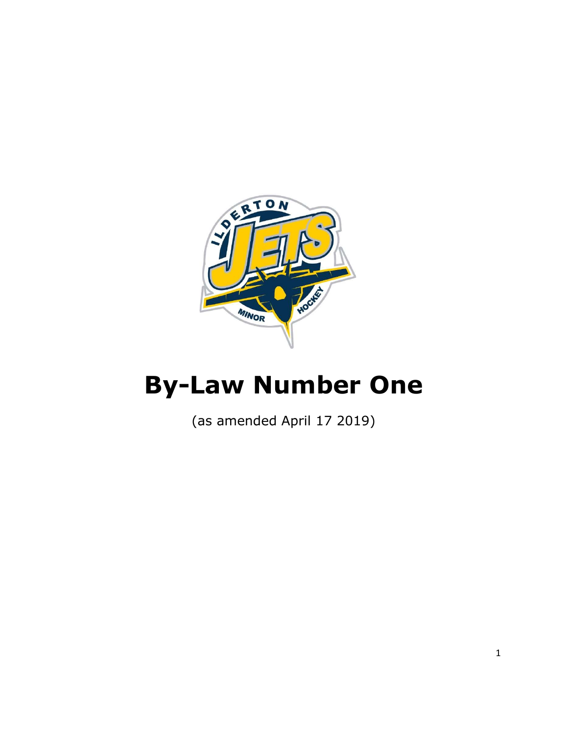# By-Law Number One

(as amended April 17 2019)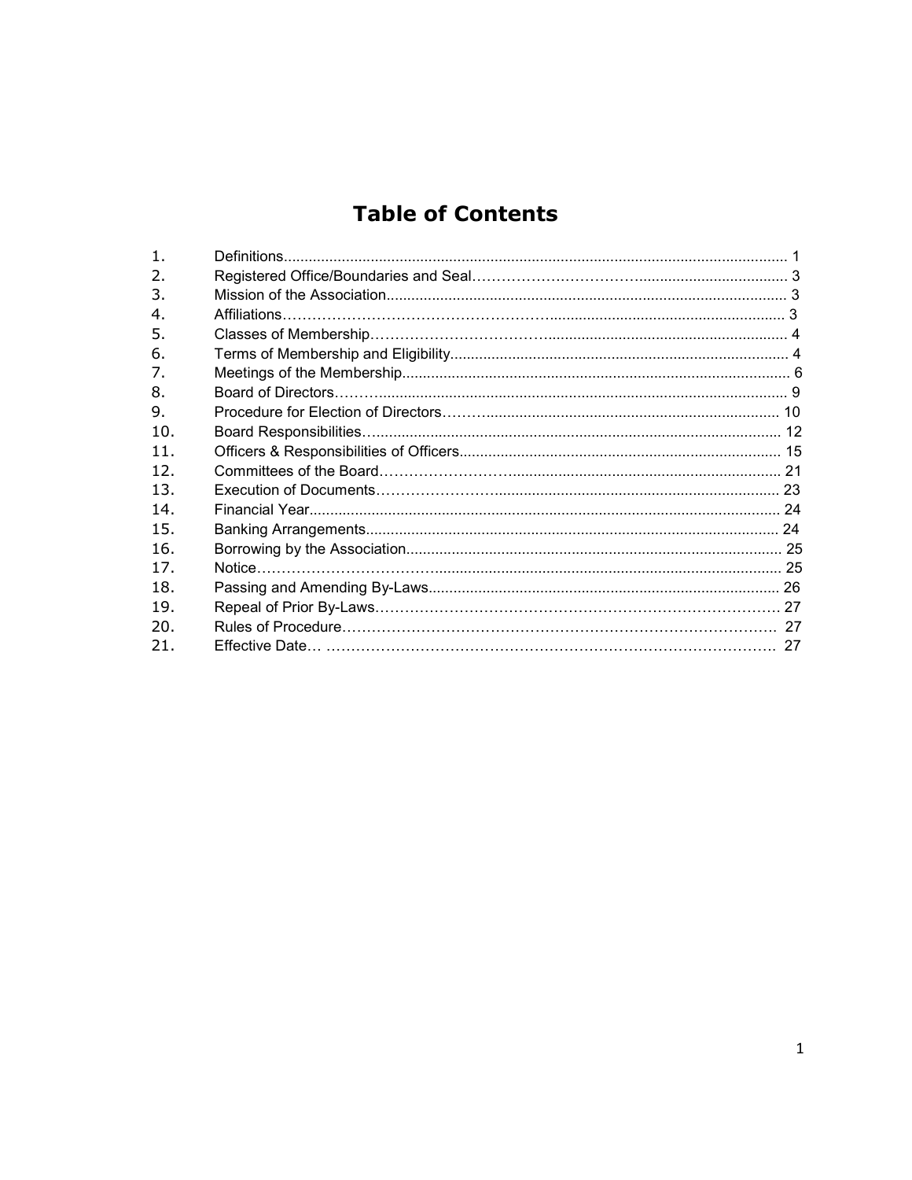# Table of Contents

| | | |
|---|---|---|
| 1. | Definitions | 1 |
| 2. | Registered Office/Boundaries and Seal | 3 |
| 3. | Mission of the Association | 3 |
| 4. | Affiliations | 3 |
| 5. | Classes of Membership | 4 |
| 6. | Terms of Membership and Eligibility | 4 |
| 7. | Meetings of the Membership | 6 |
| 8. | Board of Directors | 9 |
| 9. | Procedure for Election of Directors | 10 |
| 10. | Board Responsibilities | 12 |
| 11. | Officers & Responsibilities of Officers | 15 |
| 12. | Committees of the Board | 21 |
| 13. | Execution of Documents | 23 |
| 14. | Financial Year | 24 |
| 15. | Banking Arrangements | 24 |
| 16. | Borrowing by the Association | 25 |
| 17. | Notice | 25 |
| 18. | Passing and Amending By-Laws | 26 |
| 19. | Repeal of Prior By-Laws | 27 |
| 20. | Rules of Procedure | 27 |
| 21. | Effective Date | 27 |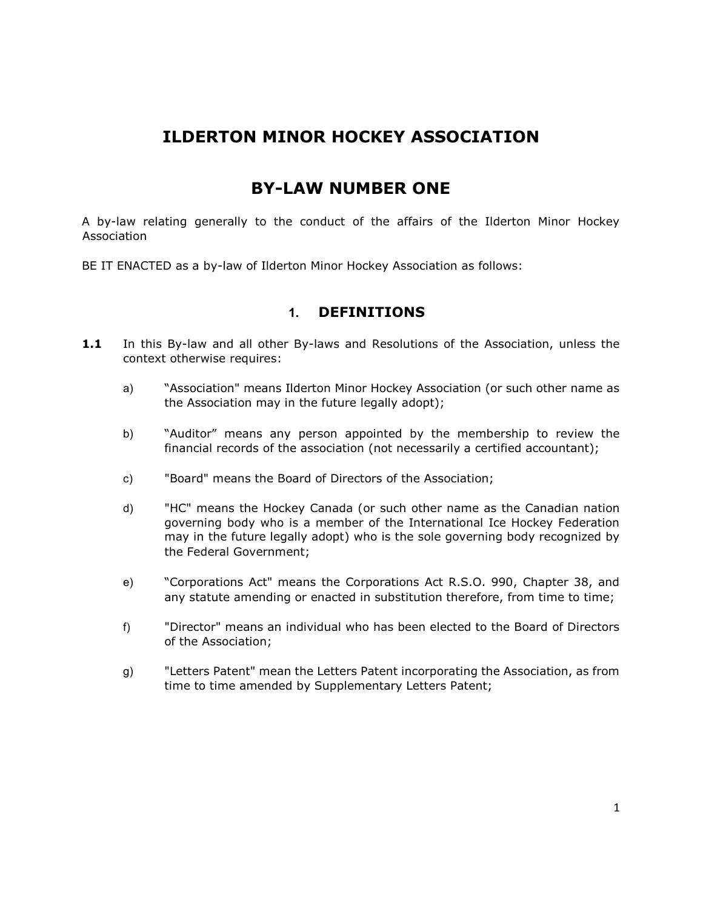# ILDERTON MINOR HOCKEY ASSOCIATION

# BY-LAW NUMBER ONE

A by-law relating generally to the conduct of the affairs of the Ilderton Minor Hockey Association

BE IT ENACTED as a by-law of Ilderton Minor Hockey Association as follows:

## 1. DEFINITIONS

**1.1** In this By-law and all other By-laws and Resolutions of the Association, unless the context otherwise requires:

a) "Association" means Ilderton Minor Hockey Association (or such other name as the Association may in the future legally adopt);

b) "Auditor" means any person appointed by the membership to review the financial records of the association (not necessarily a certified accountant);

c) "Board" means the Board of Directors of the Association;

d) "HC" means the Hockey Canada (or such other name as the Canadian nation governing body who is a member of the International Ice Hockey Federation may in the future legally adopt) who is the sole governing body recognized by the Federal Government;

e) "Corporations Act" means the Corporations Act R.S.O. 990, Chapter 38, and any statute amending or enacted in substitution therefore, from time to time;

f) "Director" means an individual who has been elected to the Board of Directors of the Association;

g) "Letters Patent" mean the Letters Patent incorporating the Association, as from time to time amended by Supplementary Letters Patent;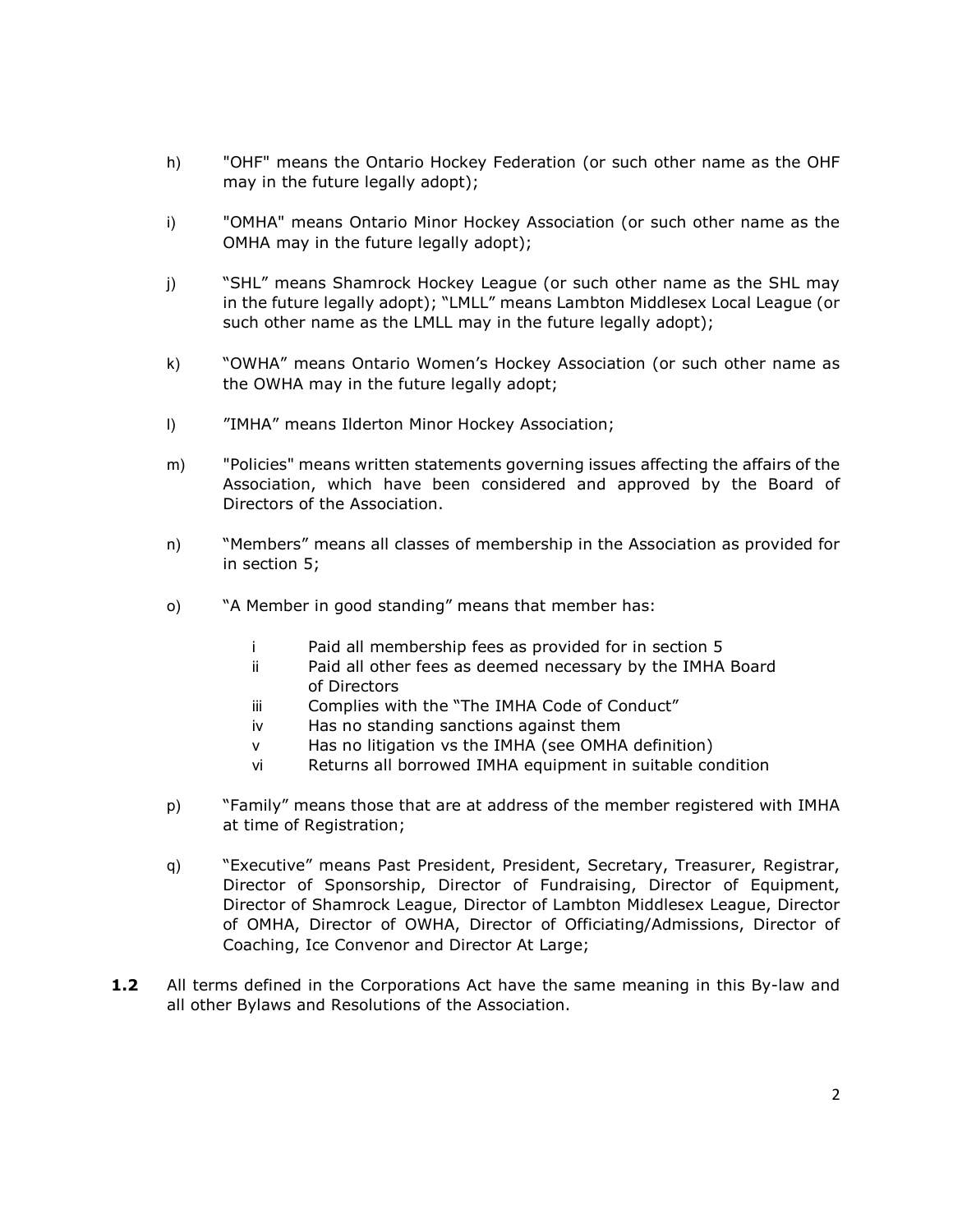h) "OHF" means the Ontario Hockey Federation (or such other name as the OHF may in the future legally adopt);

i) "OMHA" means Ontario Minor Hockey Association (or such other name as the OMHA may in the future legally adopt);

j) "SHL" means Shamrock Hockey League (or such other name as the SHL may in the future legally adopt); "LMLL" means Lambton Middlesex Local League (or such other name as the LMLL may in the future legally adopt);

k) "OWHA" means Ontario Women's Hockey Association (or such other name as the OWHA may in the future legally adopt;

l) "IMHA" means Ilderton Minor Hockey Association;

m) "Policies" means written statements governing issues affecting the affairs of the Association, which have been considered and approved by the Board of Directors of the Association.

n) "Members" means all classes of membership in the Association as provided for in section 5;

o) "A Member in good standing" means that member has:

   i Paid all membership fees as provided for in section 5
   ii Paid all other fees as deemed necessary by the IMHA Board of Directors
   iii Complies with the "The IMHA Code of Conduct"
   iv Has no standing sanctions against them
   v Has no litigation vs the IMHA (see OMHA definition)
   vi Returns all borrowed IMHA equipment in suitable condition

p) "Family" means those that are at address of the member registered with IMHA at time of Registration;

q) "Executive" means Past President, President, Secretary, Treasurer, Registrar, Director of Sponsorship, Director of Fundraising, Director of Equipment, Director of Shamrock League, Director of Lambton Middlesex League, Director of OMHA, Director of OWHA, Director of Officiating/Admissions, Director of Coaching, Ice Convenor and Director At Large;

**1.2** All terms defined in the Corporations Act have the same meaning in this By-law and all other Bylaws and Resolutions of the Association.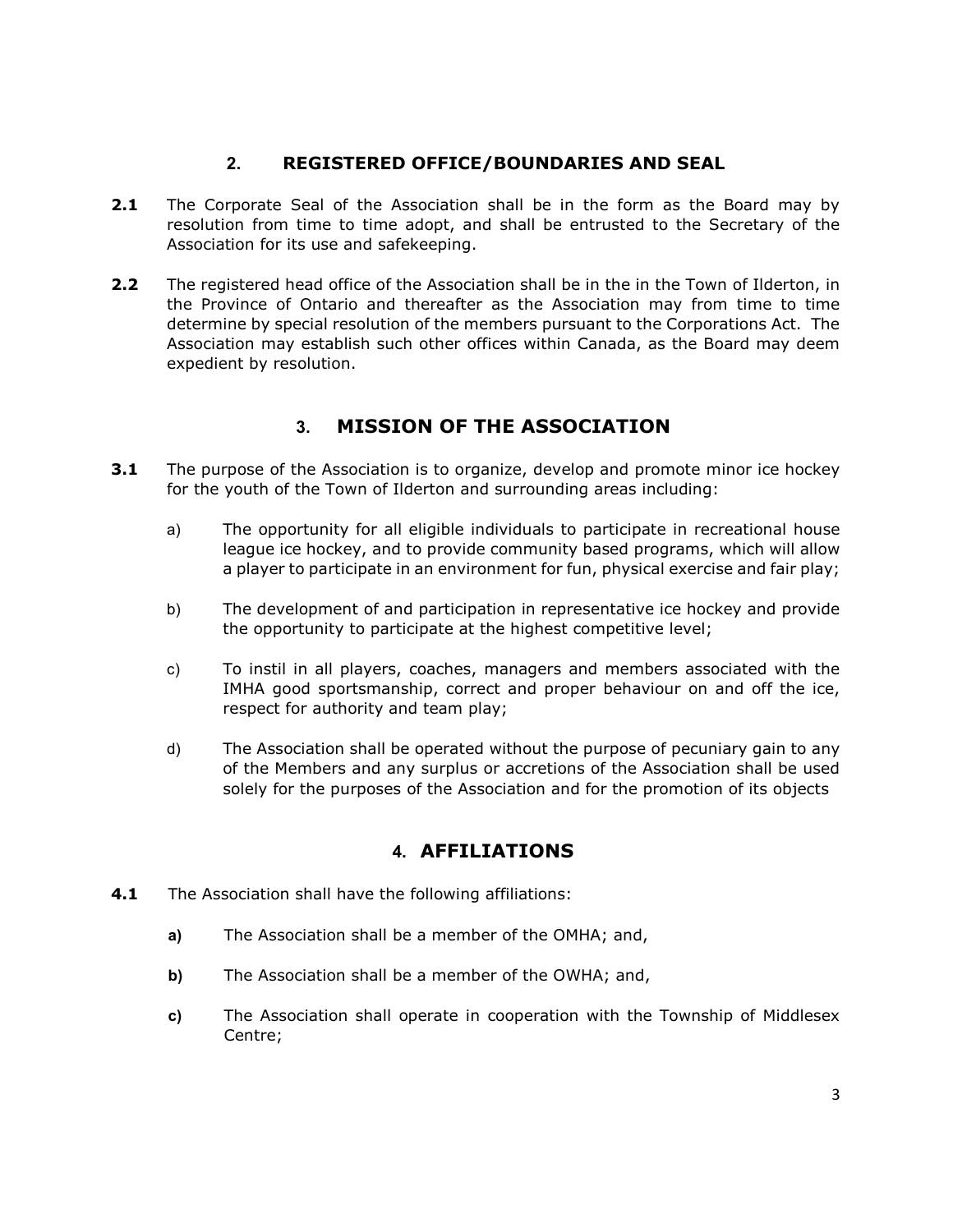## 2. REGISTERED OFFICE/BOUNDARIES AND SEAL

**2.1** The Corporate Seal of the Association shall be in the form as the Board may by resolution from time to time adopt, and shall be entrusted to the Secretary of the Association for its use and safekeeping.

**2.2** The registered head office of the Association shall be in the in the Town of Ilderton, in the Province of Ontario and thereafter as the Association may from time to time determine by special resolution of the members pursuant to the Corporations Act. The Association may establish such other offices within Canada, as the Board may deem expedient by resolution.

## 3. MISSION OF THE ASSOCIATION

**3.1** The purpose of the Association is to organize, develop and promote minor ice hockey for the youth of the Town of Ilderton and surrounding areas including:

a) The opportunity for all eligible individuals to participate in recreational house league ice hockey, and to provide community based programs, which will allow a player to participate in an environment for fun, physical exercise and fair play;

b) The development of and participation in representative ice hockey and provide the opportunity to participate at the highest competitive level;

c) To instil in all players, coaches, managers and members associated with the IMHA good sportsmanship, correct and proper behaviour on and off the ice, respect for authority and team play;

d) The Association shall be operated without the purpose of pecuniary gain to any of the Members and any surplus or accretions of the Association shall be used solely for the purposes of the Association and for the promotion of its objects

## 4. AFFILIATIONS

**4.1** The Association shall have the following affiliations:

**a)** The Association shall be a member of the OMHA; and,

**b)** The Association shall be a member of the OWHA; and,

**c)** The Association shall operate in cooperation with the Township of Middlesex Centre;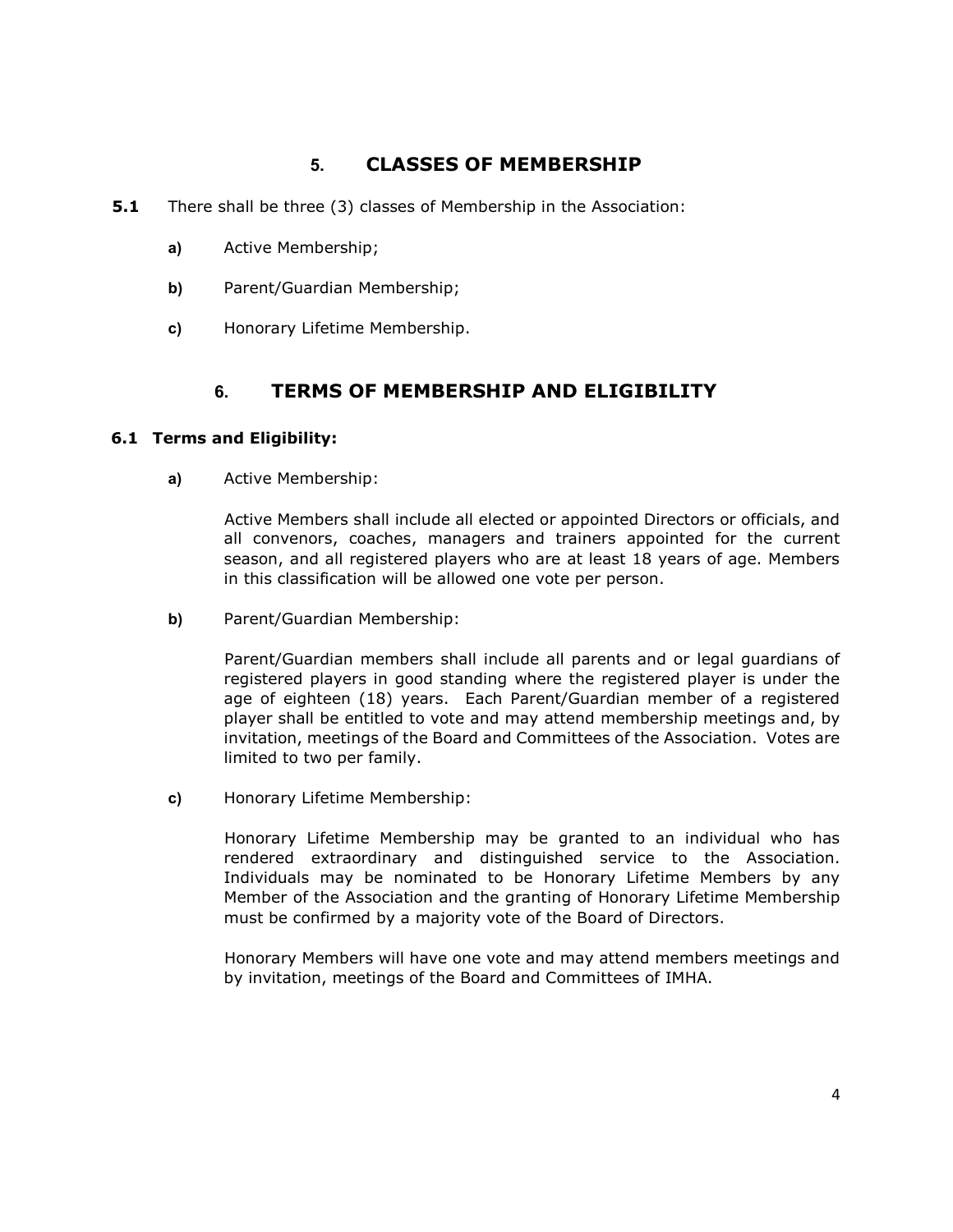## 5. CLASSES OF MEMBERSHIP

**5.1** There shall be three (3) classes of Membership in the Association:

**a)** Active Membership;

**b)** Parent/Guardian Membership;

**c)** Honorary Lifetime Membership.

## 6. TERMS OF MEMBERSHIP AND ELIGIBILITY

### 6.1 Terms and Eligibility:

**a)** Active Membership:

Active Members shall include all elected or appointed Directors or officials, and all convenors, coaches, managers and trainers appointed for the current season, and all registered players who are at least 18 years of age. Members in this classification will be allowed one vote per person.

**b)** Parent/Guardian Membership:

Parent/Guardian members shall include all parents and or legal guardians of registered players in good standing where the registered player is under the age of eighteen (18) years. Each Parent/Guardian member of a registered player shall be entitled to vote and may attend membership meetings and, by invitation, meetings of the Board and Committees of the Association. Votes are limited to two per family.

**c)** Honorary Lifetime Membership:

Honorary Lifetime Membership may be granted to an individual who has rendered extraordinary and distinguished service to the Association. Individuals may be nominated to be Honorary Lifetime Members by any Member of the Association and the granting of Honorary Lifetime Membership must be confirmed by a majority vote of the Board of Directors.

Honorary Members will have one vote and may attend members meetings and by invitation, meetings of the Board and Committees of IMHA.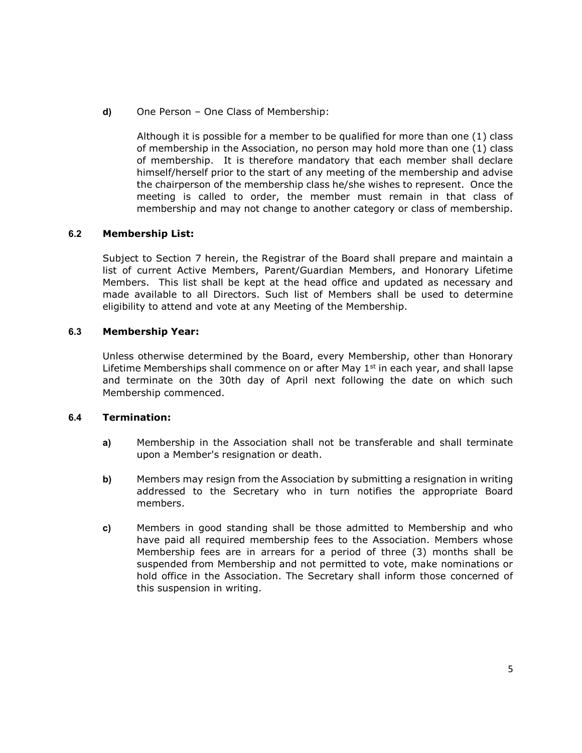**d)** One Person – One Class of Membership:

Although it is possible for a member to be qualified for more than one (1) class of membership in the Association, no person may hold more than one (1) class of membership. It is therefore mandatory that each member shall declare himself/herself prior to the start of any meeting of the membership and advise the chairperson of the membership class he/she wishes to represent. Once the meeting is called to order, the member must remain in that class of membership and may not change to another category or class of membership.

### 6.2 Membership List:

Subject to Section 7 herein, the Registrar of the Board shall prepare and maintain a list of current Active Members, Parent/Guardian Members, and Honorary Lifetime Members. This list shall be kept at the head office and updated as necessary and made available to all Directors. Such list of Members shall be used to determine eligibility to attend and vote at any Meeting of the Membership.

### 6.3 Membership Year:

Unless otherwise determined by the Board, every Membership, other than Honorary Lifetime Memberships shall commence on or after May 1st in each year, and shall lapse and terminate on the 30th day of April next following the date on which such Membership commenced.

### 6.4 Termination:

**a)** Membership in the Association shall not be transferable and shall terminate upon a Member's resignation or death.

**b)** Members may resign from the Association by submitting a resignation in writing addressed to the Secretary who in turn notifies the appropriate Board members.

**c)** Members in good standing shall be those admitted to Membership and who have paid all required membership fees to the Association. Members whose Membership fees are in arrears for a period of three (3) months shall be suspended from Membership and not permitted to vote, make nominations or hold office in the Association. The Secretary shall inform those concerned of this suspension in writing.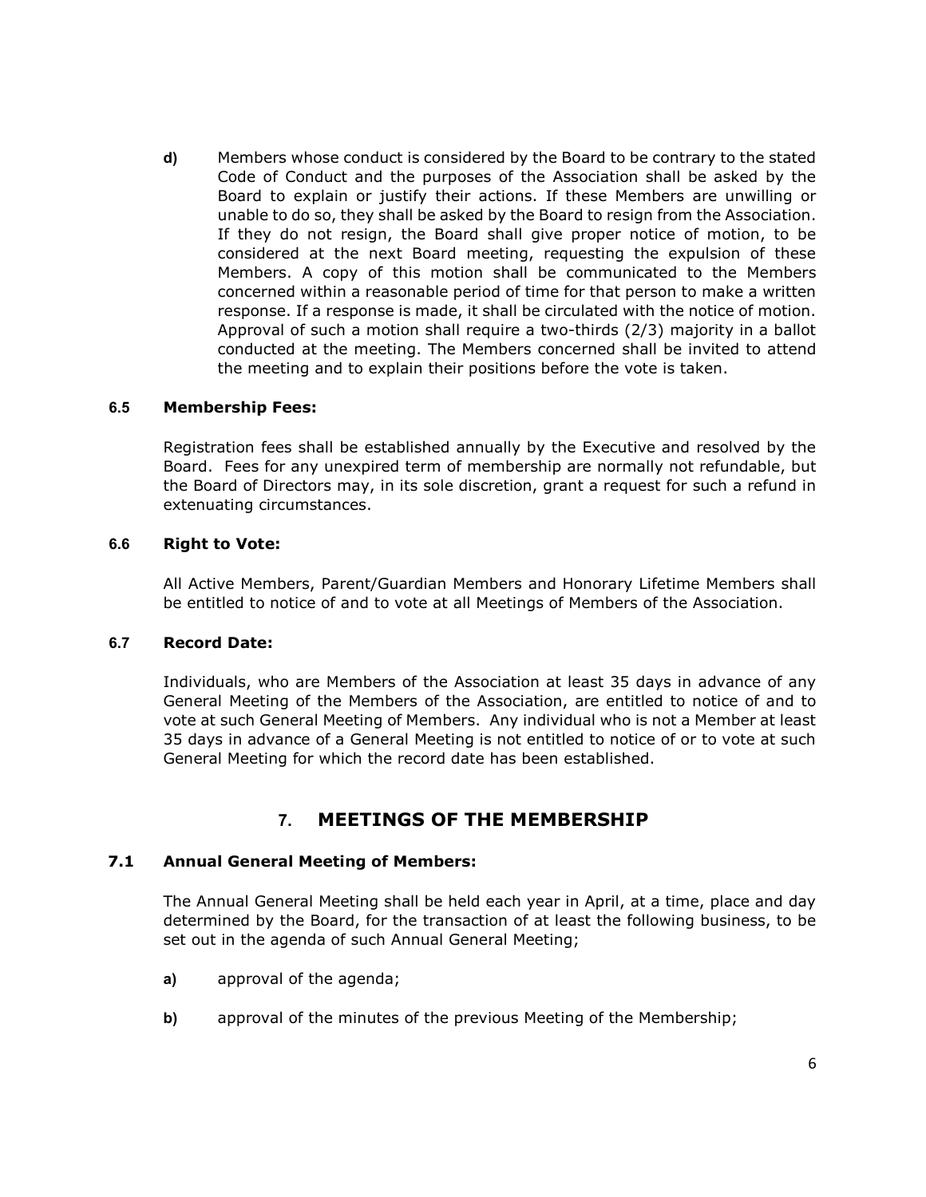**d)** Members whose conduct is considered by the Board to be contrary to the stated Code of Conduct and the purposes of the Association shall be asked by the Board to explain or justify their actions. If these Members are unwilling or unable to do so, they shall be asked by the Board to resign from the Association. If they do not resign, the Board shall give proper notice of motion, to be considered at the next Board meeting, requesting the expulsion of these Members. A copy of this motion shall be communicated to the Members concerned within a reasonable period of time for that person to make a written response. If a response is made, it shall be circulated with the notice of motion. Approval of such a motion shall require a two-thirds (2/3) majority in a ballot conducted at the meeting. The Members concerned shall be invited to attend the meeting and to explain their positions before the vote is taken.

### 6.5 Membership Fees:

Registration fees shall be established annually by the Executive and resolved by the Board. Fees for any unexpired term of membership are normally not refundable, but the Board of Directors may, in its sole discretion, grant a request for such a refund in extenuating circumstances.

### 6.6 Right to Vote:

All Active Members, Parent/Guardian Members and Honorary Lifetime Members shall be entitled to notice of and to vote at all Meetings of Members of the Association.

### 6.7 Record Date:

Individuals, who are Members of the Association at least 35 days in advance of any General Meeting of the Members of the Association, are entitled to notice of and to vote at such General Meeting of Members. Any individual who is not a Member at least 35 days in advance of a General Meeting is not entitled to notice of or to vote at such General Meeting for which the record date has been established.

## 7. MEETINGS OF THE MEMBERSHIP

### 7.1 Annual General Meeting of Members:

The Annual General Meeting shall be held each year in April, at a time, place and day determined by the Board, for the transaction of at least the following business, to be set out in the agenda of such Annual General Meeting;

**a)** approval of the agenda;

**b)** approval of the minutes of the previous Meeting of the Membership;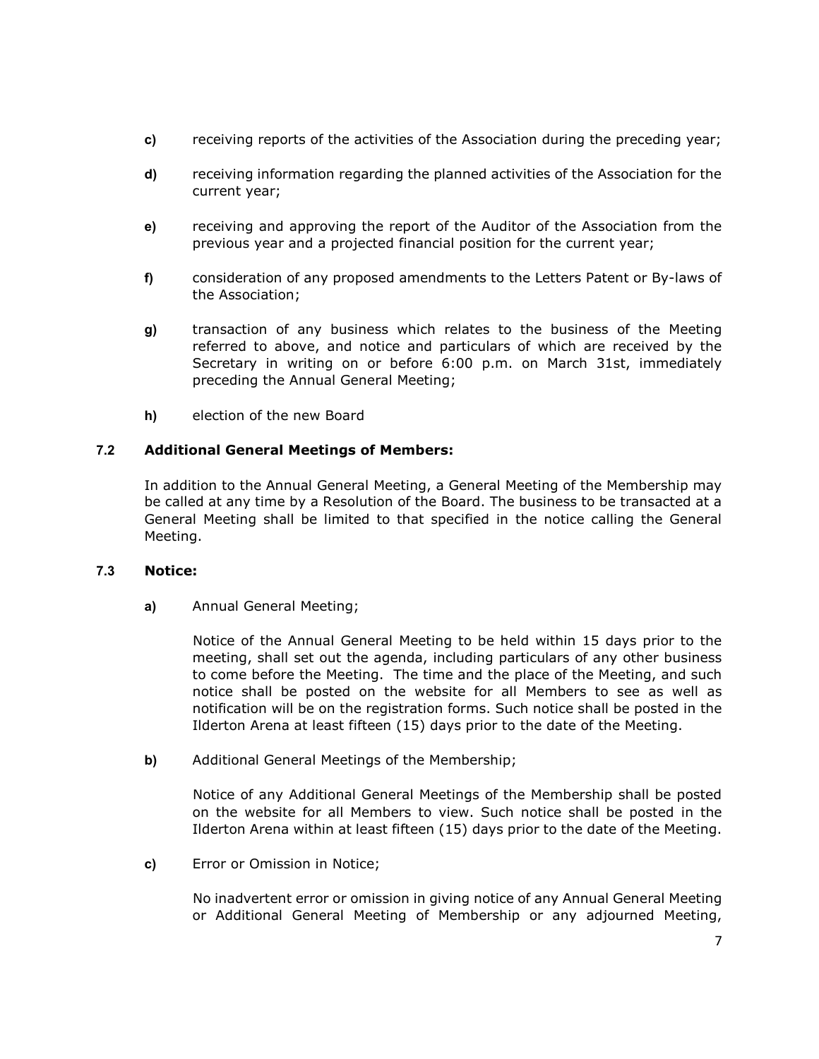**c)** receiving reports of the activities of the Association during the preceding year;

**d)** receiving information regarding the planned activities of the Association for the current year;

**e)** receiving and approving the report of the Auditor of the Association from the previous year and a projected financial position for the current year;

**f)** consideration of any proposed amendments to the Letters Patent or By-laws of the Association;

**g)** transaction of any business which relates to the business of the Meeting referred to above, and notice and particulars of which are received by the Secretary in writing on or before 6:00 p.m. on March 31st, immediately preceding the Annual General Meeting;

**h)** election of the new Board

### 7.2 Additional General Meetings of Members:

In addition to the Annual General Meeting, a General Meeting of the Membership may be called at any time by a Resolution of the Board. The business to be transacted at a General Meeting shall be limited to that specified in the notice calling the General Meeting.

### 7.3 Notice:

**a)** Annual General Meeting;

Notice of the Annual General Meeting to be held within 15 days prior to the meeting, shall set out the agenda, including particulars of any other business to come before the Meeting. The time and the place of the Meeting, and such notice shall be posted on the website for all Members to see as well as notification will be on the registration forms. Such notice shall be posted in the Ilderton Arena at least fifteen (15) days prior to the date of the Meeting.

**b)** Additional General Meetings of the Membership;

Notice of any Additional General Meetings of the Membership shall be posted on the website for all Members to view. Such notice shall be posted in the Ilderton Arena within at least fifteen (15) days prior to the date of the Meeting.

**c)** Error or Omission in Notice;

No inadvertent error or omission in giving notice of any Annual General Meeting or Additional General Meeting of Membership or any adjourned Meeting,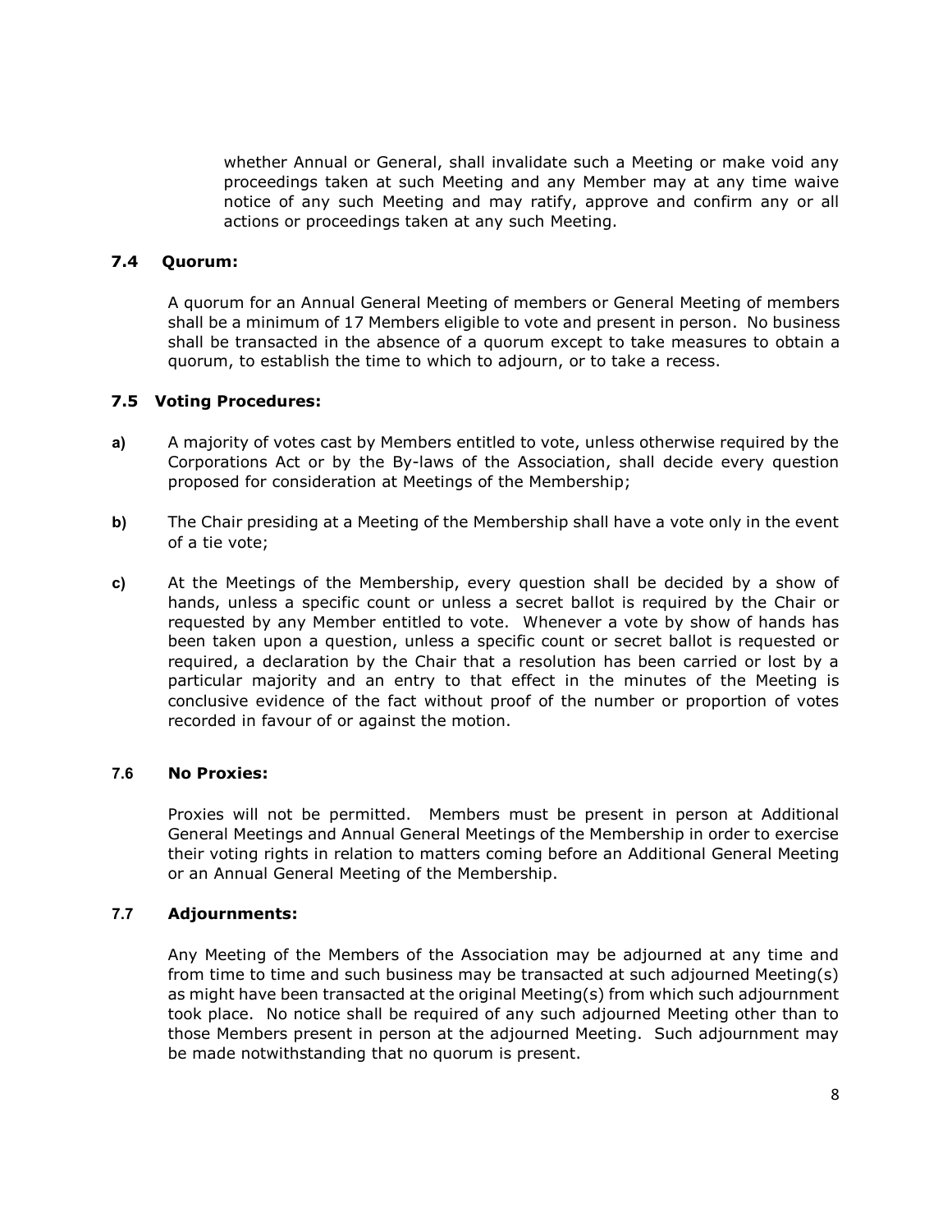whether Annual or General, shall invalidate such a Meeting or make void any proceedings taken at such Meeting and any Member may at any time waive notice of any such Meeting and may ratify, approve and confirm any or all actions or proceedings taken at any such Meeting.

### 7.4 Quorum:

A quorum for an Annual General Meeting of members or General Meeting of members shall be a minimum of 17 Members eligible to vote and present in person. No business shall be transacted in the absence of a quorum except to take measures to obtain a quorum, to establish the time to which to adjourn, or to take a recess.

### 7.5 Voting Procedures:

**a)** A majority of votes cast by Members entitled to vote, unless otherwise required by the Corporations Act or by the By-laws of the Association, shall decide every question proposed for consideration at Meetings of the Membership;

**b)** The Chair presiding at a Meeting of the Membership shall have a vote only in the event of a tie vote;

**c)** At the Meetings of the Membership, every question shall be decided by a show of hands, unless a specific count or unless a secret ballot is required by the Chair or requested by any Member entitled to vote. Whenever a vote by show of hands has been taken upon a question, unless a specific count or secret ballot is requested or required, a declaration by the Chair that a resolution has been carried or lost by a particular majority and an entry to that effect in the minutes of the Meeting is conclusive evidence of the fact without proof of the number or proportion of votes recorded in favour of or against the motion.

### 7.6 No Proxies:

Proxies will not be permitted. Members must be present in person at Additional General Meetings and Annual General Meetings of the Membership in order to exercise their voting rights in relation to matters coming before an Additional General Meeting or an Annual General Meeting of the Membership.

### 7.7 Adjournments:

Any Meeting of the Members of the Association may be adjourned at any time and from time to time and such business may be transacted at such adjourned Meeting(s) as might have been transacted at the original Meeting(s) from which such adjournment took place. No notice shall be required of any such adjourned Meeting other than to those Members present in person at the adjourned Meeting. Such adjournment may be made notwithstanding that no quorum is present.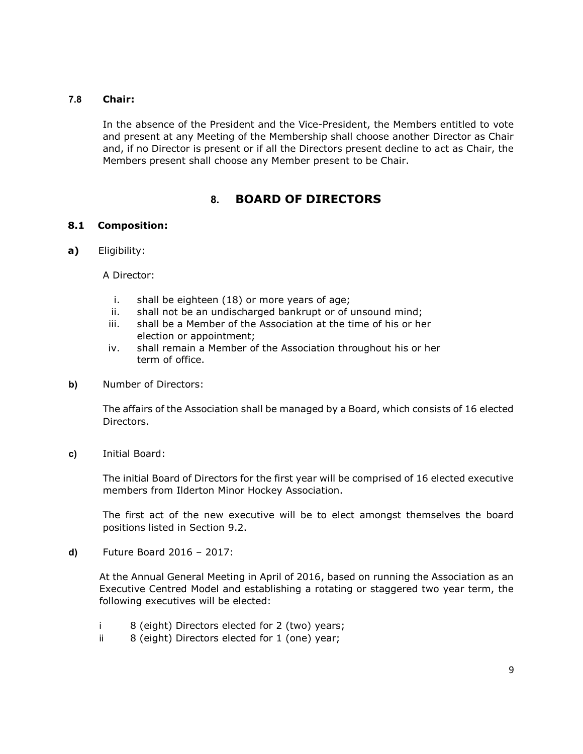### 7.8 Chair:

In the absence of the President and the Vice-President, the Members entitled to vote and present at any Meeting of the Membership shall choose another Director as Chair and, if no Director is present or if all the Directors present decline to act as Chair, the Members present shall choose any Member present to be Chair.

## 8. BOARD OF DIRECTORS

### 8.1 Composition:

**a)** Eligibility:

A Director:

i. shall be eighteen (18) or more years of age;
ii. shall not be an undischarged bankrupt or of unsound mind;
iii. shall be a Member of the Association at the time of his or her election or appointment;
iv. shall remain a Member of the Association throughout his or her term of office.

**b)** Number of Directors:

The affairs of the Association shall be managed by a Board, which consists of 16 elected Directors.

**c)** Initial Board:

The initial Board of Directors for the first year will be comprised of 16 elected executive members from Ilderton Minor Hockey Association.

The first act of the new executive will be to elect amongst themselves the board positions listed in Section 9.2.

**d)** Future Board 2016 – 2017:

At the Annual General Meeting in April of 2016, based on running the Association as an Executive Centred Model and establishing a rotating or staggered two year term, the following executives will be elected:

i 8 (eight) Directors elected for 2 (two) years;
ii 8 (eight) Directors elected for 1 (one) year;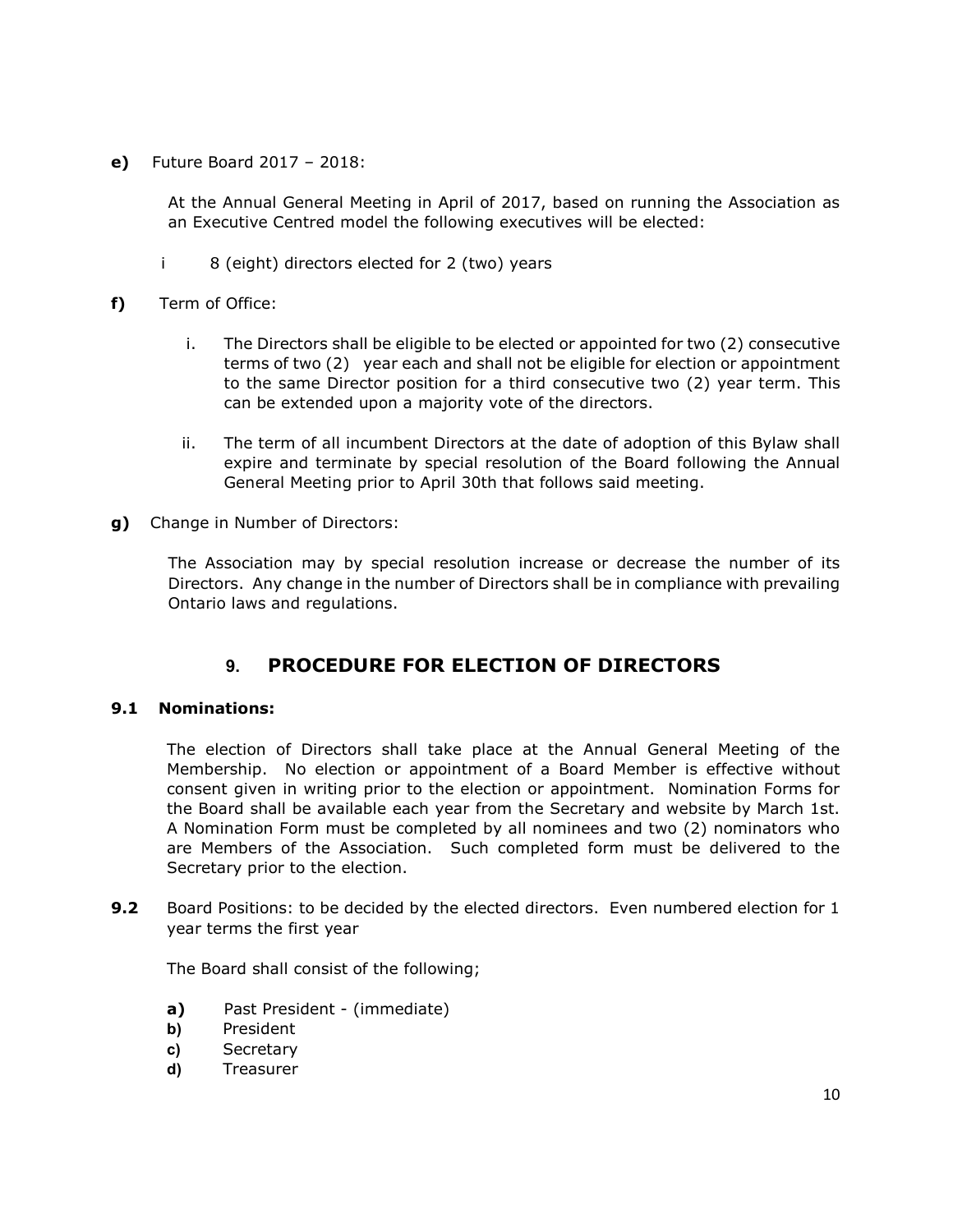**e)** Future Board 2017 – 2018:

At the Annual General Meeting in April of 2017, based on running the Association as an Executive Centred model the following executives will be elected:

i 8 (eight) directors elected for 2 (two) years

**f)** Term of Office:

i. The Directors shall be eligible to be elected or appointed for two (2) consecutive terms of two (2) year each and shall not be eligible for election or appointment to the same Director position for a third consecutive two (2) year term. This can be extended upon a majority vote of the directors.

ii. The term of all incumbent Directors at the date of adoption of this Bylaw shall expire and terminate by special resolution of the Board following the Annual General Meeting prior to April 30th that follows said meeting.

**g)** Change in Number of Directors:

The Association may by special resolution increase or decrease the number of its Directors. Any change in the number of Directors shall be in compliance with prevailing Ontario laws and regulations.

## 9. PROCEDURE FOR ELECTION OF DIRECTORS

**9.1 Nominations:**

The election of Directors shall take place at the Annual General Meeting of the Membership. No election or appointment of a Board Member is effective without consent given in writing prior to the election or appointment. Nomination Forms for the Board shall be available each year from the Secretary and website by March 1st. A Nomination Form must be completed by all nominees and two (2) nominators who are Members of the Association. Such completed form must be delivered to the Secretary prior to the election.

**9.2** Board Positions: to be decided by the elected directors. Even numbered election for 1 year terms the first year

The Board shall consist of the following;

**a)** Past President - (immediate)
**b)** President
**c)** Secretary
**d)** Treasurer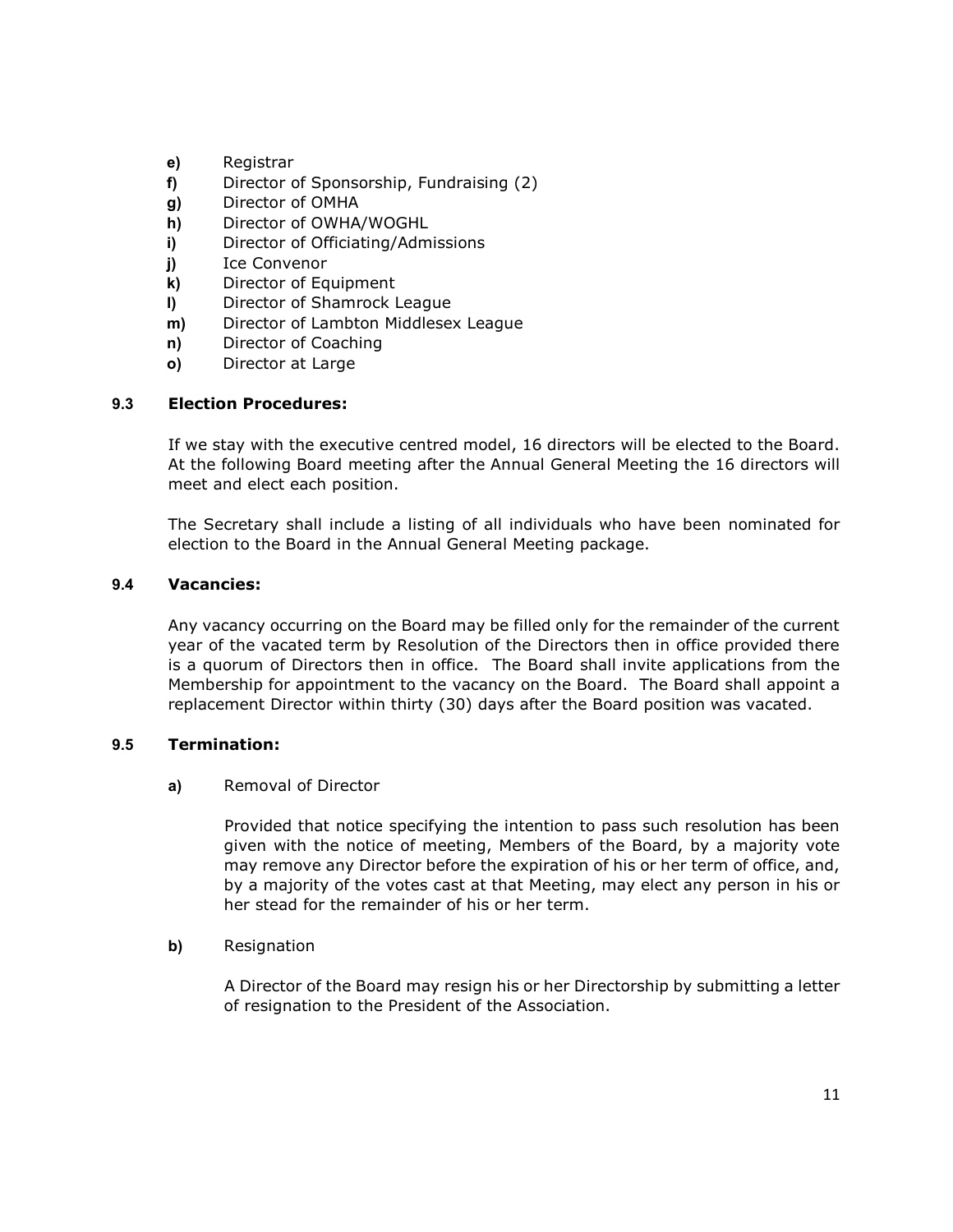- **e)** Registrar
- **f)** Director of Sponsorship, Fundraising (2)
- **g)** Director of OMHA
- **h)** Director of OWHA/WOGHL
- **i)** Director of Officiating/Admissions
- **j)** Ice Convenor
- **k)** Director of Equipment
- **l)** Director of Shamrock League
- **m)** Director of Lambton Middlesex League
- **n)** Director of Coaching
- **o)** Director at Large

### 9.3 Election Procedures:

If we stay with the executive centred model, 16 directors will be elected to the Board. At the following Board meeting after the Annual General Meeting the 16 directors will meet and elect each position.

The Secretary shall include a listing of all individuals who have been nominated for election to the Board in the Annual General Meeting package.

### 9.4 Vacancies:

Any vacancy occurring on the Board may be filled only for the remainder of the current year of the vacated term by Resolution of the Directors then in office provided there is a quorum of Directors then in office. The Board shall invite applications from the Membership for appointment to the vacancy on the Board. The Board shall appoint a replacement Director within thirty (30) days after the Board position was vacated.

### 9.5 Termination:

**a)** Removal of Director

Provided that notice specifying the intention to pass such resolution has been given with the notice of meeting, Members of the Board, by a majority vote may remove any Director before the expiration of his or her term of office, and, by a majority of the votes cast at that Meeting, may elect any person in his or her stead for the remainder of his or her term.

**b)** Resignation

A Director of the Board may resign his or her Directorship by submitting a letter of resignation to the President of the Association.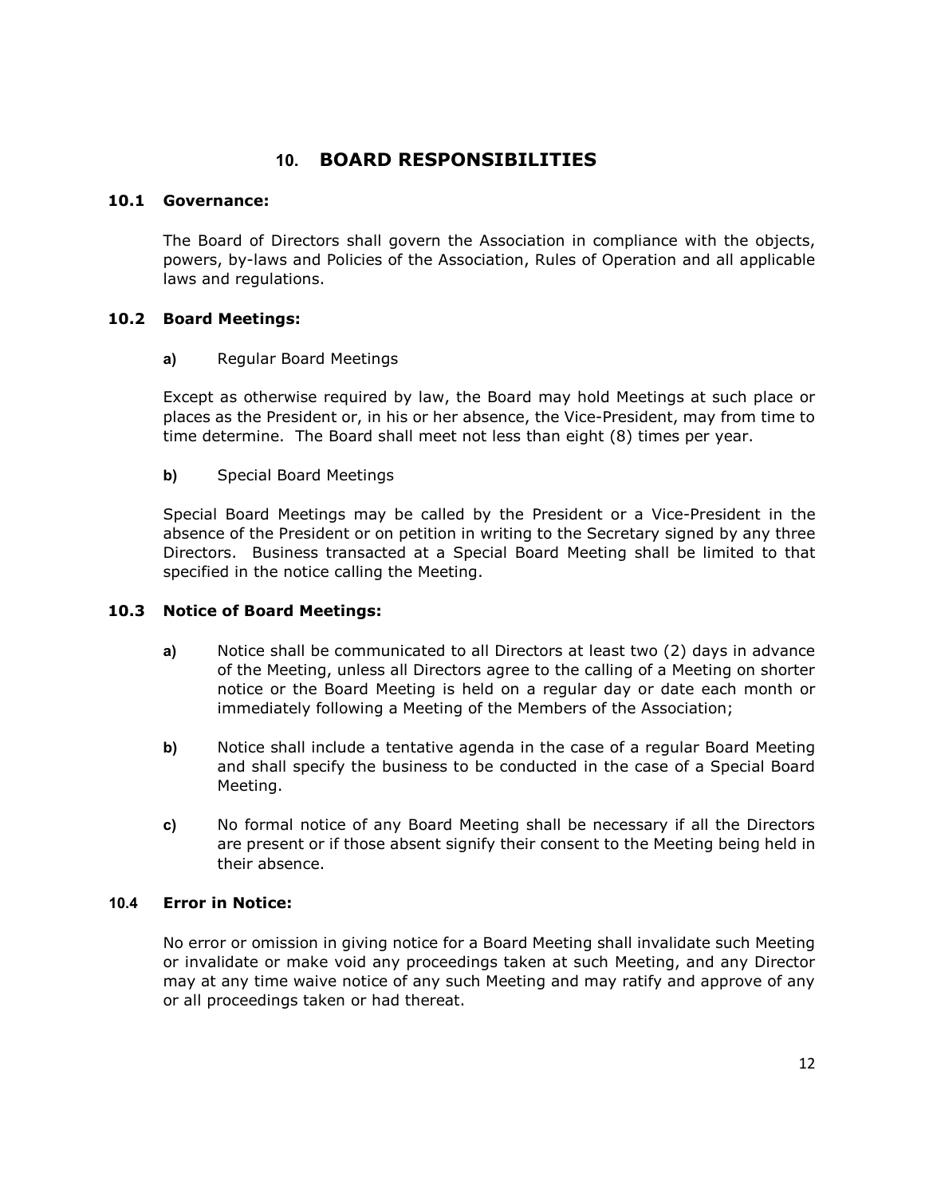# 10. BOARD RESPONSIBILITIES

### 10.1 Governance:

The Board of Directors shall govern the Association in compliance with the objects, powers, by-laws and Policies of the Association, Rules of Operation and all applicable laws and regulations.

### 10.2 Board Meetings:

**a)** Regular Board Meetings

Except as otherwise required by law, the Board may hold Meetings at such place or places as the President or, in his or her absence, the Vice-President, may from time to time determine. The Board shall meet not less than eight (8) times per year.

**b)** Special Board Meetings

Special Board Meetings may be called by the President or a Vice-President in the absence of the President or on petition in writing to the Secretary signed by any three Directors. Business transacted at a Special Board Meeting shall be limited to that specified in the notice calling the Meeting.

### 10.3 Notice of Board Meetings:

**a)** Notice shall be communicated to all Directors at least two (2) days in advance of the Meeting, unless all Directors agree to the calling of a Meeting on shorter notice or the Board Meeting is held on a regular day or date each month or immediately following a Meeting of the Members of the Association;

**b)** Notice shall include a tentative agenda in the case of a regular Board Meeting and shall specify the business to be conducted in the case of a Special Board Meeting.

**c)** No formal notice of any Board Meeting shall be necessary if all the Directors are present or if those absent signify their consent to the Meeting being held in their absence.

### 10.4 Error in Notice:

No error or omission in giving notice for a Board Meeting shall invalidate such Meeting or invalidate or make void any proceedings taken at such Meeting, and any Director may at any time waive notice of any such Meeting and may ratify and approve of any or all proceedings taken or had thereat.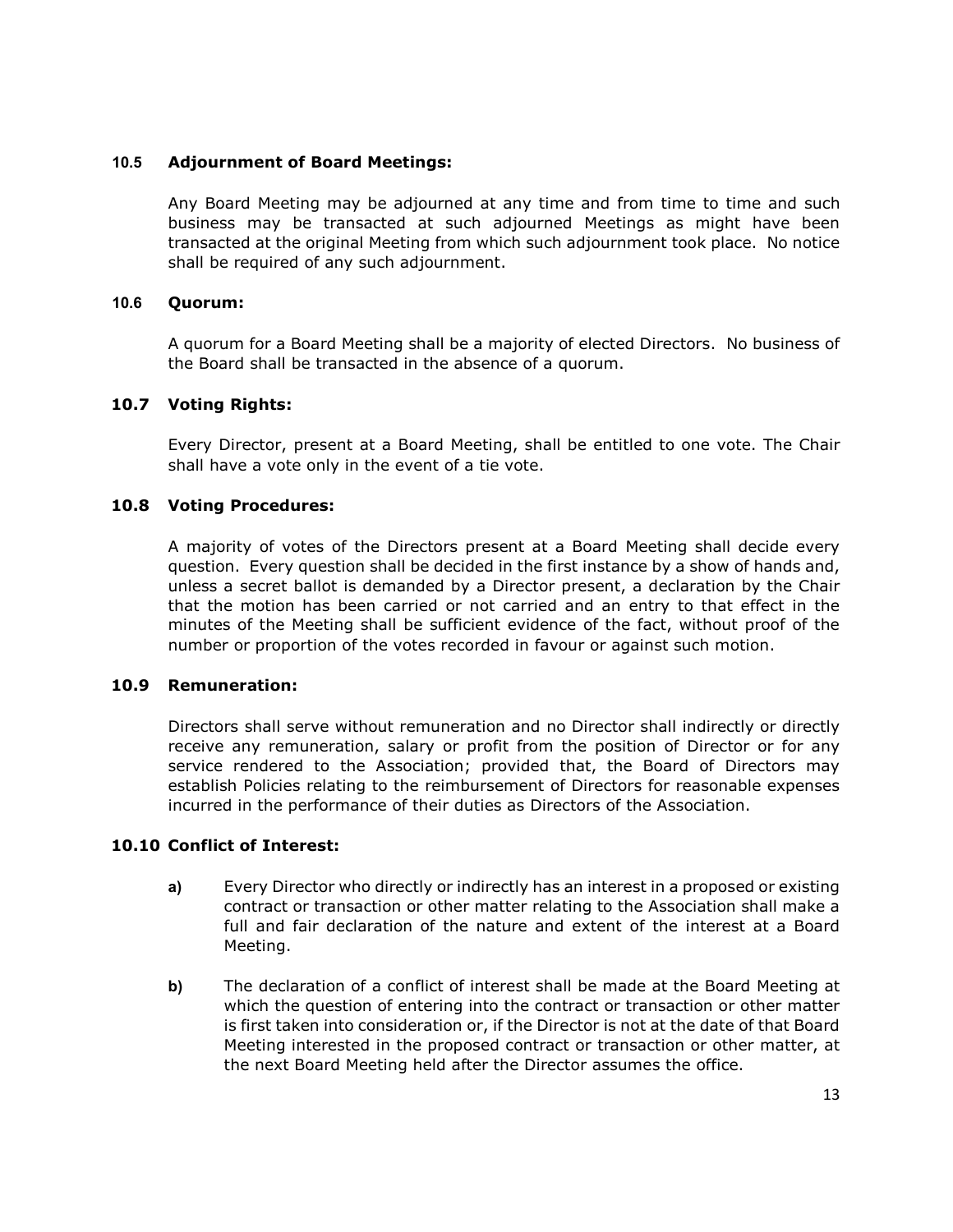### 10.5 Adjournment of Board Meetings:

Any Board Meeting may be adjourned at any time and from time to time and such business may be transacted at such adjourned Meetings as might have been transacted at the original Meeting from which such adjournment took place. No notice shall be required of any such adjournment.

### 10.6 Quorum:

A quorum for a Board Meeting shall be a majority of elected Directors. No business of the Board shall be transacted in the absence of a quorum.

### 10.7 Voting Rights:

Every Director, present at a Board Meeting, shall be entitled to one vote. The Chair shall have a vote only in the event of a tie vote.

### 10.8 Voting Procedures:

A majority of votes of the Directors present at a Board Meeting shall decide every question. Every question shall be decided in the first instance by a show of hands and, unless a secret ballot is demanded by a Director present, a declaration by the Chair that the motion has been carried or not carried and an entry to that effect in the minutes of the Meeting shall be sufficient evidence of the fact, without proof of the number or proportion of the votes recorded in favour or against such motion.

### 10.9 Remuneration:

Directors shall serve without remuneration and no Director shall indirectly or directly receive any remuneration, salary or profit from the position of Director or for any service rendered to the Association; provided that, the Board of Directors may establish Policies relating to the reimbursement of Directors for reasonable expenses incurred in the performance of their duties as Directors of the Association.

### 10.10 Conflict of Interest:

**a)** Every Director who directly or indirectly has an interest in a proposed or existing contract or transaction or other matter relating to the Association shall make a full and fair declaration of the nature and extent of the interest at a Board Meeting.

**b)** The declaration of a conflict of interest shall be made at the Board Meeting at which the question of entering into the contract or transaction or other matter is first taken into consideration or, if the Director is not at the date of that Board Meeting interested in the proposed contract or transaction or other matter, at the next Board Meeting held after the Director assumes the office.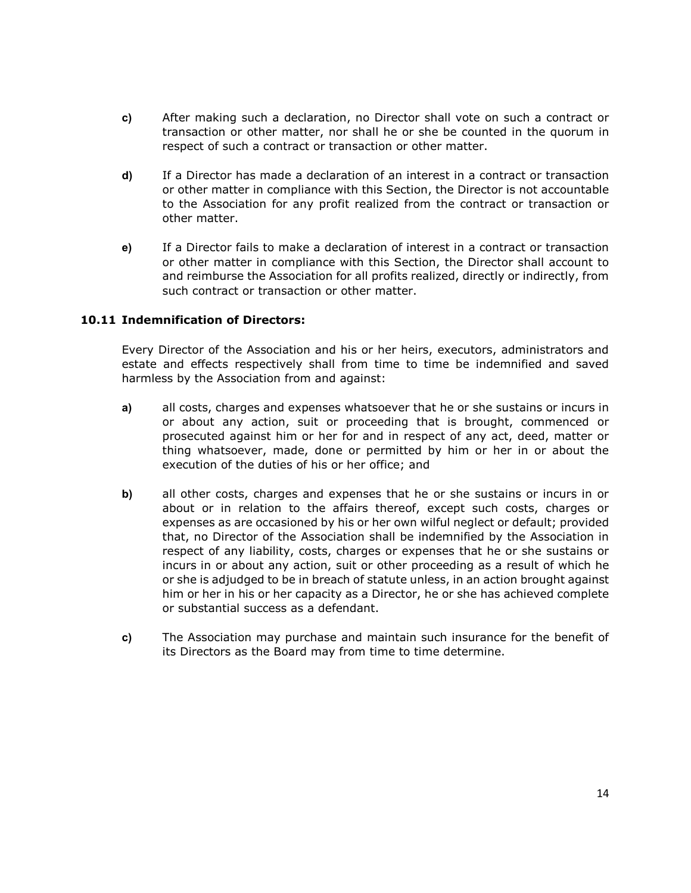c) After making such a declaration, no Director shall vote on such a contract or transaction or other matter, nor shall he or she be counted in the quorum in respect of such a contract or transaction or other matter.

d) If a Director has made a declaration of an interest in a contract or transaction or other matter in compliance with this Section, the Director is not accountable to the Association for any profit realized from the contract or transaction or other matter.

e) If a Director fails to make a declaration of interest in a contract or transaction or other matter in compliance with this Section, the Director shall account to and reimburse the Association for all profits realized, directly or indirectly, from such contract or transaction or other matter.

### 10.11 Indemnification of Directors:

Every Director of the Association and his or her heirs, executors, administrators and estate and effects respectively shall from time to time be indemnified and saved harmless by the Association from and against:

a) all costs, charges and expenses whatsoever that he or she sustains or incurs in or about any action, suit or proceeding that is brought, commenced or prosecuted against him or her for and in respect of any act, deed, matter or thing whatsoever, made, done or permitted by him or her in or about the execution of the duties of his or her office; and

b) all other costs, charges and expenses that he or she sustains or incurs in or about or in relation to the affairs thereof, except such costs, charges or expenses as are occasioned by his or her own wilful neglect or default; provided that, no Director of the Association shall be indemnified by the Association in respect of any liability, costs, charges or expenses that he or she sustains or incurs in or about any action, suit or other proceeding as a result of which he or she is adjudged to be in breach of statute unless, in an action brought against him or her in his or her capacity as a Director, he or she has achieved complete or substantial success as a defendant.

c) The Association may purchase and maintain such insurance for the benefit of its Directors as the Board may from time to time determine.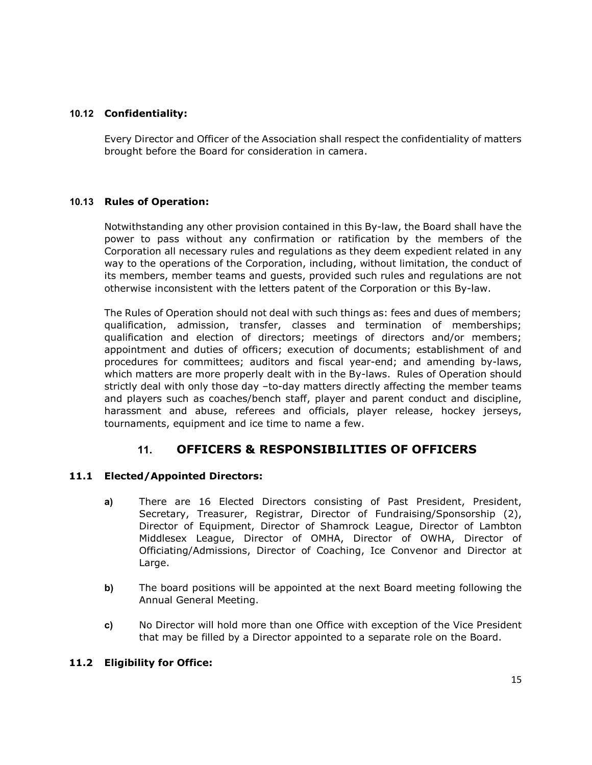#### 10.12 Confidentiality:

Every Director and Officer of the Association shall respect the confidentiality of matters brought before the Board for consideration in camera.

#### 10.13 Rules of Operation:

Notwithstanding any other provision contained in this By-law, the Board shall have the power to pass without any confirmation or ratification by the members of the Corporation all necessary rules and regulations as they deem expedient related in any way to the operations of the Corporation, including, without limitation, the conduct of its members, member teams and guests, provided such rules and regulations are not otherwise inconsistent with the letters patent of the Corporation or this By-law.

The Rules of Operation should not deal with such things as: fees and dues of members; qualification, admission, transfer, classes and termination of memberships; qualification and election of directors; meetings of directors and/or members; appointment and duties of officers; execution of documents; establishment of and procedures for committees; auditors and fiscal year-end; and amending by-laws, which matters are more properly dealt with in the By-laws. Rules of Operation should strictly deal with only those day –to-day matters directly affecting the member teams and players such as coaches/bench staff, player and parent conduct and discipline, harassment and abuse, referees and officials, player release, hockey jerseys, tournaments, equipment and ice time to name a few.

## 11. OFFICERS & RESPONSIBILITIES OF OFFICERS

#### 11.1 Elected/Appointed Directors:

**a)** There are 16 Elected Directors consisting of Past President, President, Secretary, Treasurer, Registrar, Director of Fundraising/Sponsorship (2), Director of Equipment, Director of Shamrock League, Director of Lambton Middlesex League, Director of OMHA, Director of OWHA, Director of Officiating/Admissions, Director of Coaching, Ice Convenor and Director at Large.

**b)** The board positions will be appointed at the next Board meeting following the Annual General Meeting.

**c)** No Director will hold more than one Office with exception of the Vice President that may be filled by a Director appointed to a separate role on the Board.

#### 11.2 Eligibility for Office: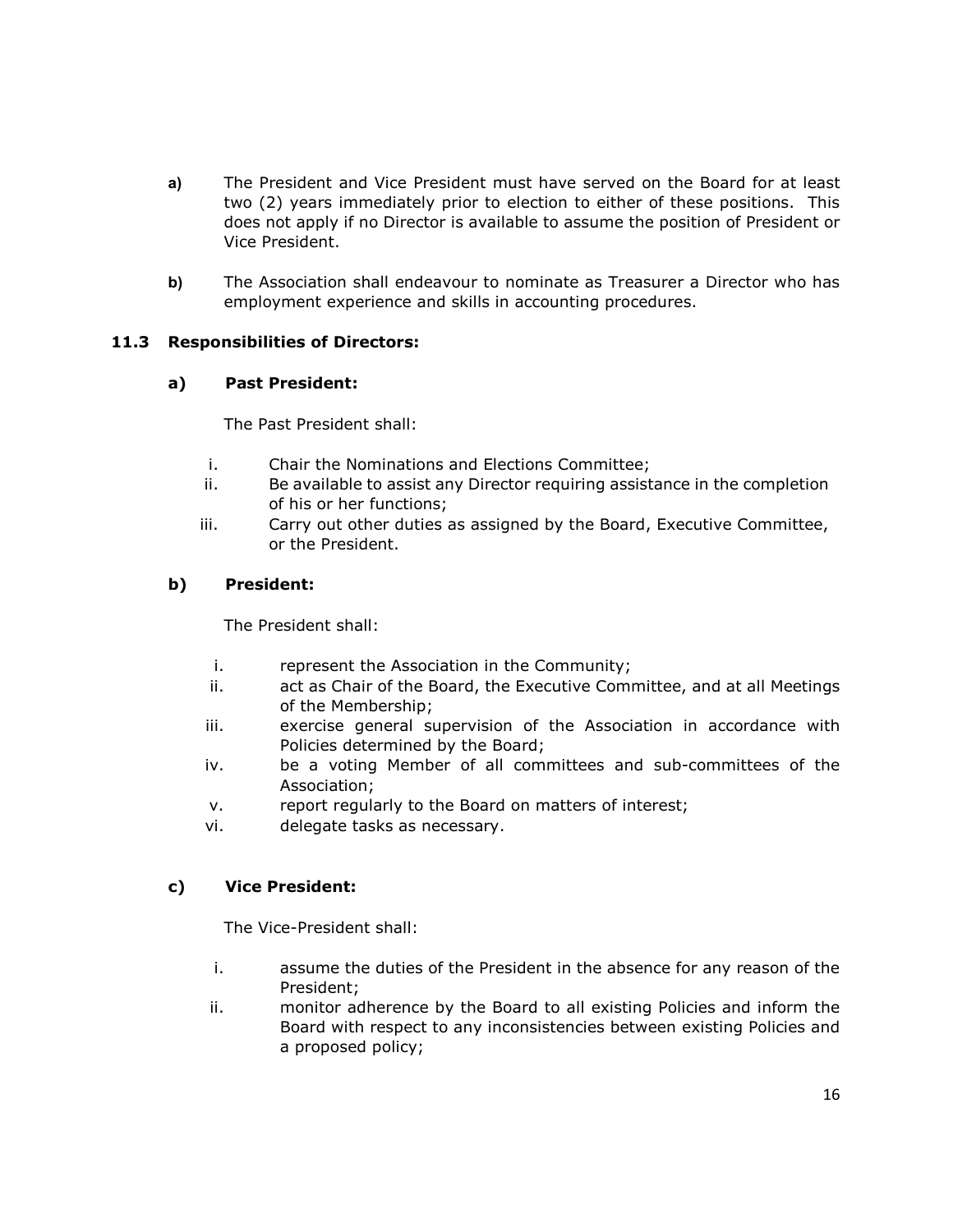a) The President and Vice President must have served on the Board for at least two (2) years immediately prior to election to either of these positions. This does not apply if no Director is available to assume the position of President or Vice President.

b) The Association shall endeavour to nominate as Treasurer a Director who has employment experience and skills in accounting procedures.

### 11.3 Responsibilities of Directors:

#### a) Past President:

The Past President shall:

i. Chair the Nominations and Elections Committee;
ii. Be available to assist any Director requiring assistance in the completion of his or her functions;
iii. Carry out other duties as assigned by the Board, Executive Committee, or the President.

#### b) President:

The President shall:

i. represent the Association in the Community;
ii. act as Chair of the Board, the Executive Committee, and at all Meetings of the Membership;
iii. exercise general supervision of the Association in accordance with Policies determined by the Board;
iv. be a voting Member of all committees and sub-committees of the Association;
v. report regularly to the Board on matters of interest;
vi. delegate tasks as necessary.

#### c) Vice President:

The Vice-President shall:

i. assume the duties of the President in the absence for any reason of the President;
ii. monitor adherence by the Board to all existing Policies and inform the Board with respect to any inconsistencies between existing Policies and a proposed policy;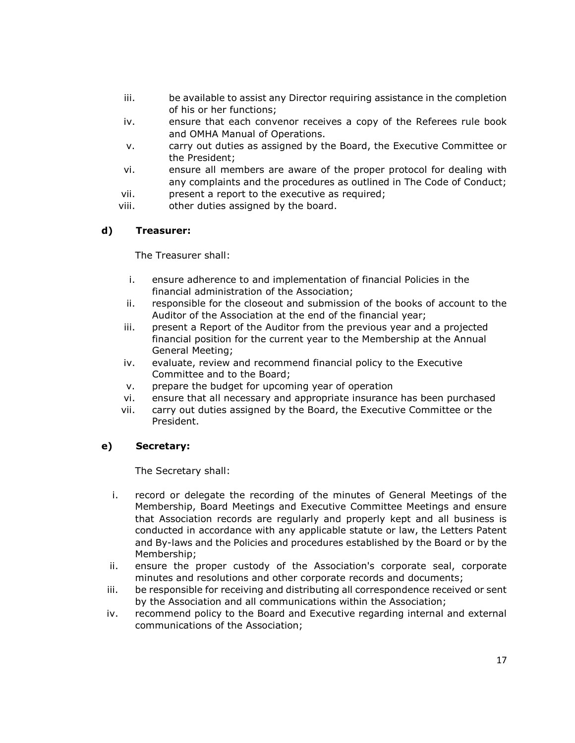iii. be available to assist any Director requiring assistance in the completion of his or her functions;
iv. ensure that each convenor receives a copy of the Referees rule book and OMHA Manual of Operations.
v. carry out duties as assigned by the Board, the Executive Committee or the President;
vi. ensure all members are aware of the proper protocol for dealing with any complaints and the procedures as outlined in The Code of Conduct;
vii. present a report to the executive as required;
viii. other duties assigned by the board.

**d) Treasurer:**

The Treasurer shall:

i. ensure adherence to and implementation of financial Policies in the financial administration of the Association;
ii. responsible for the closeout and submission of the books of account to the Auditor of the Association at the end of the financial year;
iii. present a Report of the Auditor from the previous year and a projected financial position for the current year to the Membership at the Annual General Meeting;
iv. evaluate, review and recommend financial policy to the Executive Committee and to the Board;
v. prepare the budget for upcoming year of operation
vi. ensure that all necessary and appropriate insurance has been purchased
vii. carry out duties assigned by the Board, the Executive Committee or the President.

**e) Secretary:**

The Secretary shall:

i. record or delegate the recording of the minutes of General Meetings of the Membership, Board Meetings and Executive Committee Meetings and ensure that Association records are regularly and properly kept and all business is conducted in accordance with any applicable statute or law, the Letters Patent and By-laws and the Policies and procedures established by the Board or by the Membership;
ii. ensure the proper custody of the Association's corporate seal, corporate minutes and resolutions and other corporate records and documents;
iii. be responsible for receiving and distributing all correspondence received or sent by the Association and all communications within the Association;
iv. recommend policy to the Board and Executive regarding internal and external communications of the Association;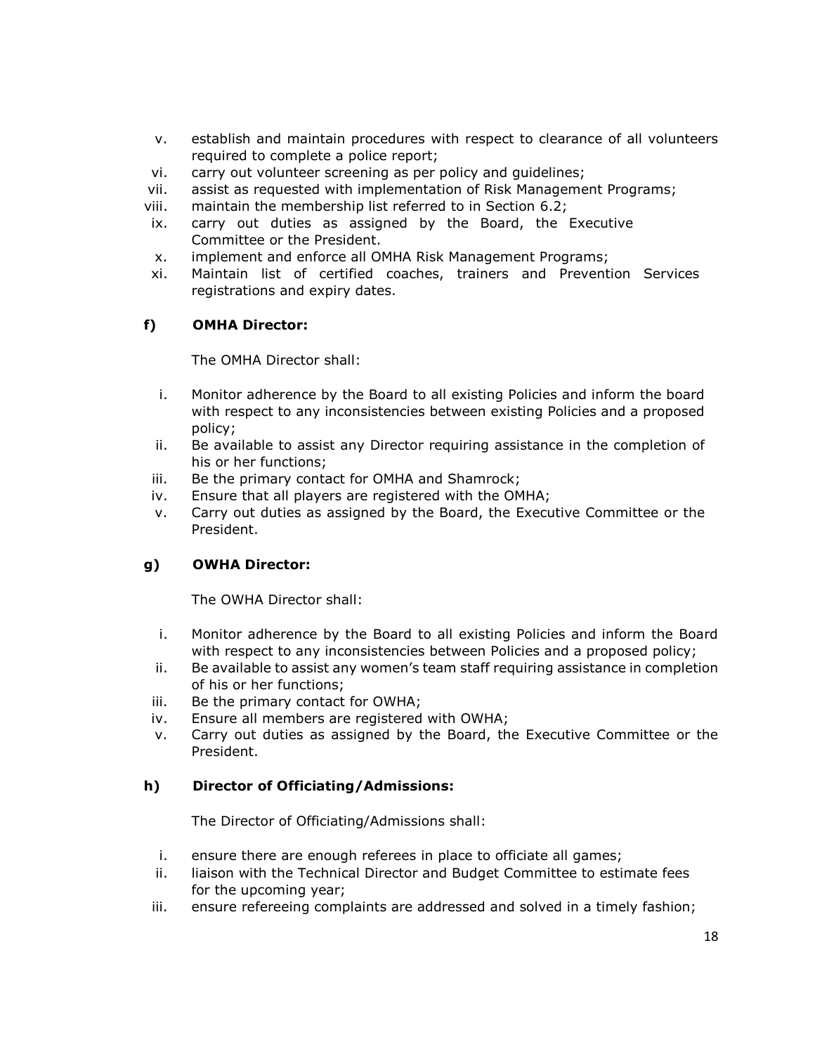v. establish and maintain procedures with respect to clearance of all volunteers required to complete a police report;
vi. carry out volunteer screening as per policy and guidelines;
vii. assist as requested with implementation of Risk Management Programs;
viii. maintain the membership list referred to in Section 6.2;
ix. carry out duties as assigned by the Board, the Executive Committee or the President.
x. implement and enforce all OMHA Risk Management Programs;
xi. Maintain list of certified coaches, trainers and Prevention Services registrations and expiry dates.

**f) OMHA Director:**

The OMHA Director shall:

i. Monitor adherence by the Board to all existing Policies and inform the board with respect to any inconsistencies between existing Policies and a proposed policy;
ii. Be available to assist any Director requiring assistance in the completion of his or her functions;
iii. Be the primary contact for OMHA and Shamrock;
iv. Ensure that all players are registered with the OMHA;
v. Carry out duties as assigned by the Board, the Executive Committee or the President.

**g) OWHA Director:**

The OWHA Director shall:

i. Monitor adherence by the Board to all existing Policies and inform the Board with respect to any inconsistencies between Policies and a proposed policy;
ii. Be available to assist any women's team staff requiring assistance in completion of his or her functions;
iii. Be the primary contact for OWHA;
iv. Ensure all members are registered with OWHA;
v. Carry out duties as assigned by the Board, the Executive Committee or the President.

**h) Director of Officiating/Admissions:**

The Director of Officiating/Admissions shall:

i. ensure there are enough referees in place to officiate all games;
ii. liaison with the Technical Director and Budget Committee to estimate fees for the upcoming year;
iii. ensure refereeing complaints are addressed and solved in a timely fashion;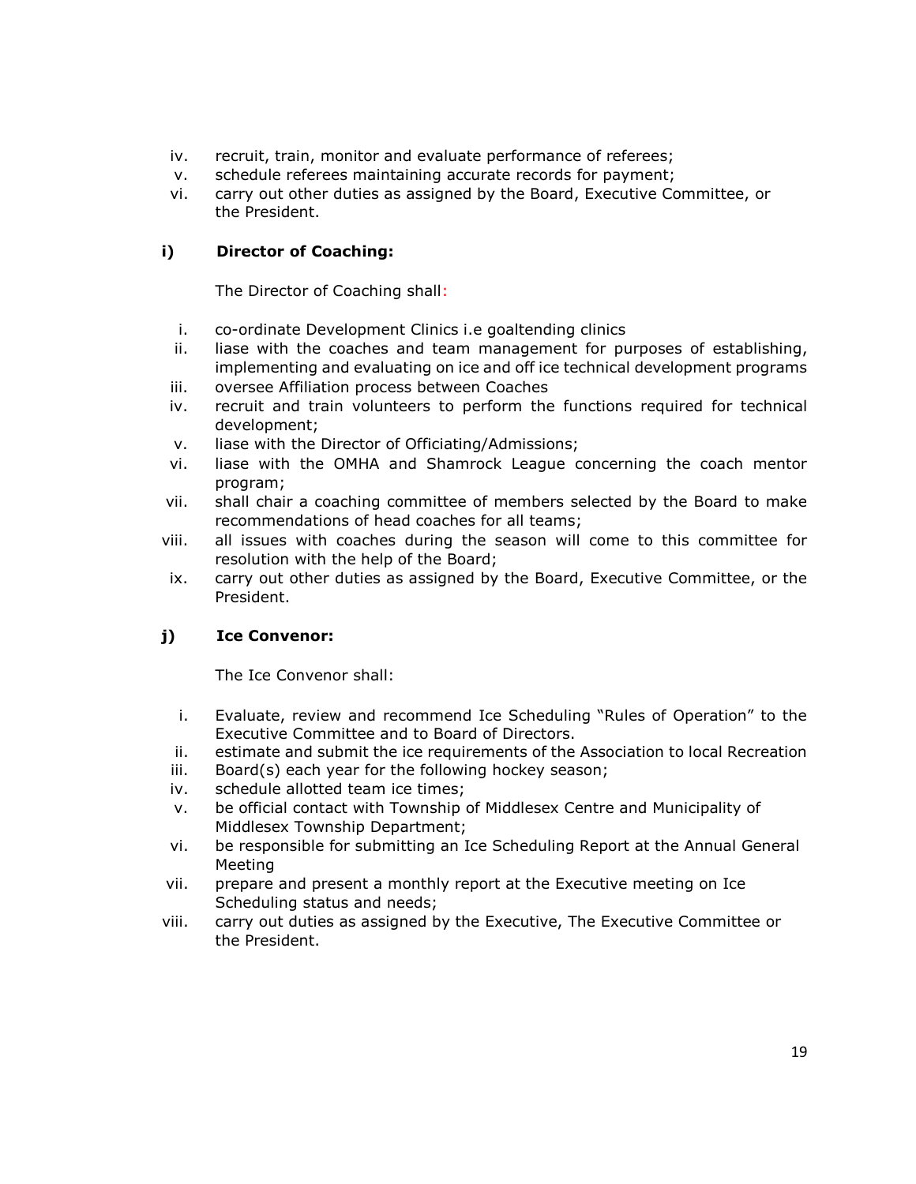iv. recruit, train, monitor and evaluate performance of referees;
v. schedule referees maintaining accurate records for payment;
vi. carry out other duties as assigned by the Board, Executive Committee, or the President.

**i) Director of Coaching:**

The Director of Coaching shall:

i. co-ordinate Development Clinics i.e goaltending clinics
ii. liase with the coaches and team management for purposes of establishing, implementing and evaluating on ice and off ice technical development programs
iii. oversee Affiliation process between Coaches
iv. recruit and train volunteers to perform the functions required for technical development;
v. liase with the Director of Officiating/Admissions;
vi. liase with the OMHA and Shamrock League concerning the coach mentor program;
vii. shall chair a coaching committee of members selected by the Board to make recommendations of head coaches for all teams;
viii. all issues with coaches during the season will come to this committee for resolution with the help of the Board;
ix. carry out other duties as assigned by the Board, Executive Committee, or the President.

**j) Ice Convenor:**

The Ice Convenor shall:

i. Evaluate, review and recommend Ice Scheduling "Rules of Operation" to the Executive Committee and to Board of Directors.
ii. estimate and submit the ice requirements of the Association to local Recreation
iii. Board(s) each year for the following hockey season;
iv. schedule allotted team ice times;
v. be official contact with Township of Middlesex Centre and Municipality of Middlesex Township Department;
vi. be responsible for submitting an Ice Scheduling Report at the Annual General Meeting
vii. prepare and present a monthly report at the Executive meeting on Ice Scheduling status and needs;
viii. carry out duties as assigned by the Executive, The Executive Committee or the President.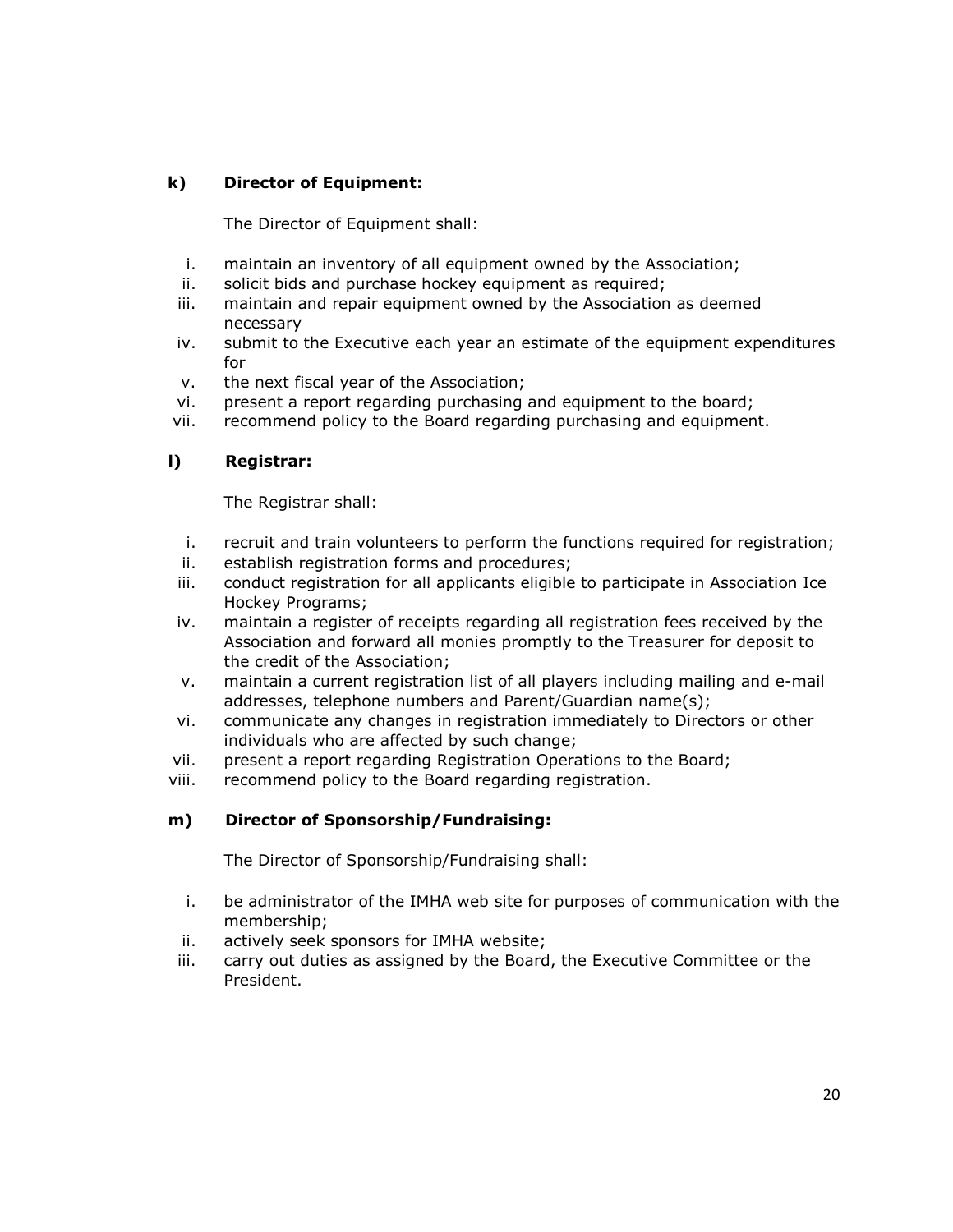**k) Director of Equipment:**

The Director of Equipment shall:

i. maintain an inventory of all equipment owned by the Association;
ii. solicit bids and purchase hockey equipment as required;
iii. maintain and repair equipment owned by the Association as deemed necessary
iv. submit to the Executive each year an estimate of the equipment expenditures for
v. the next fiscal year of the Association;
vi. present a report regarding purchasing and equipment to the board;
vii. recommend policy to the Board regarding purchasing and equipment.

**l) Registrar:**

The Registrar shall:

i. recruit and train volunteers to perform the functions required for registration;
ii. establish registration forms and procedures;
iii. conduct registration for all applicants eligible to participate in Association Ice Hockey Programs;
iv. maintain a register of receipts regarding all registration fees received by the Association and forward all monies promptly to the Treasurer for deposit to the credit of the Association;
v. maintain a current registration list of all players including mailing and e-mail addresses, telephone numbers and Parent/Guardian name(s);
vi. communicate any changes in registration immediately to Directors or other individuals who are affected by such change;
vii. present a report regarding Registration Operations to the Board;
viii. recommend policy to the Board regarding registration.

**m) Director of Sponsorship/Fundraising:**

The Director of Sponsorship/Fundraising shall:

i. be administrator of the IMHA web site for purposes of communication with the membership;
ii. actively seek sponsors for IMHA website;
iii. carry out duties as assigned by the Board, the Executive Committee or the President.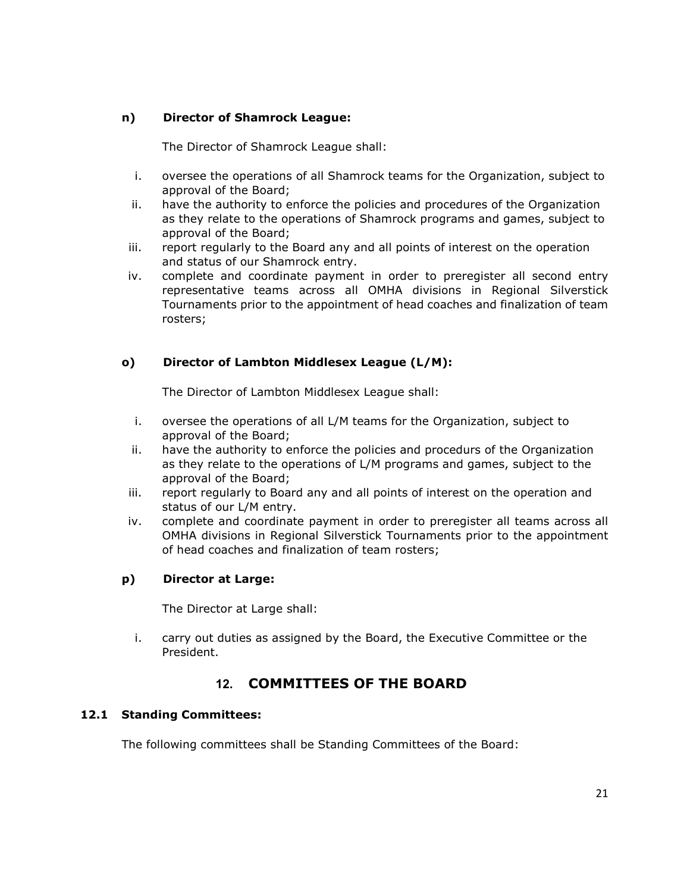**n) Director of Shamrock League:**

The Director of Shamrock League shall:

i. oversee the operations of all Shamrock teams for the Organization, subject to approval of the Board;
ii. have the authority to enforce the policies and procedures of the Organization as they relate to the operations of Shamrock programs and games, subject to approval of the Board;
iii. report regularly to the Board any and all points of interest on the operation and status of our Shamrock entry.
iv. complete and coordinate payment in order to preregister all second entry representative teams across all OMHA divisions in Regional Silverstick Tournaments prior to the appointment of head coaches and finalization of team rosters;

**o) Director of Lambton Middlesex League (L/M):**

The Director of Lambton Middlesex League shall:

i. oversee the operations of all L/M teams for the Organization, subject to approval of the Board;
ii. have the authority to enforce the policies and procedurs of the Organization as they relate to the operations of L/M programs and games, subject to the approval of the Board;
iii. report regularly to Board any and all points of interest on the operation and status of our L/M entry.
iv. complete and coordinate payment in order to preregister all teams across all OMHA divisions in Regional Silverstick Tournaments prior to the appointment of head coaches and finalization of team rosters;

**p) Director at Large:**

The Director at Large shall:

i. carry out duties as assigned by the Board, the Executive Committee or the President.

## 12. COMMITTEES OF THE BOARD

**12.1 Standing Committees:**

The following committees shall be Standing Committees of the Board: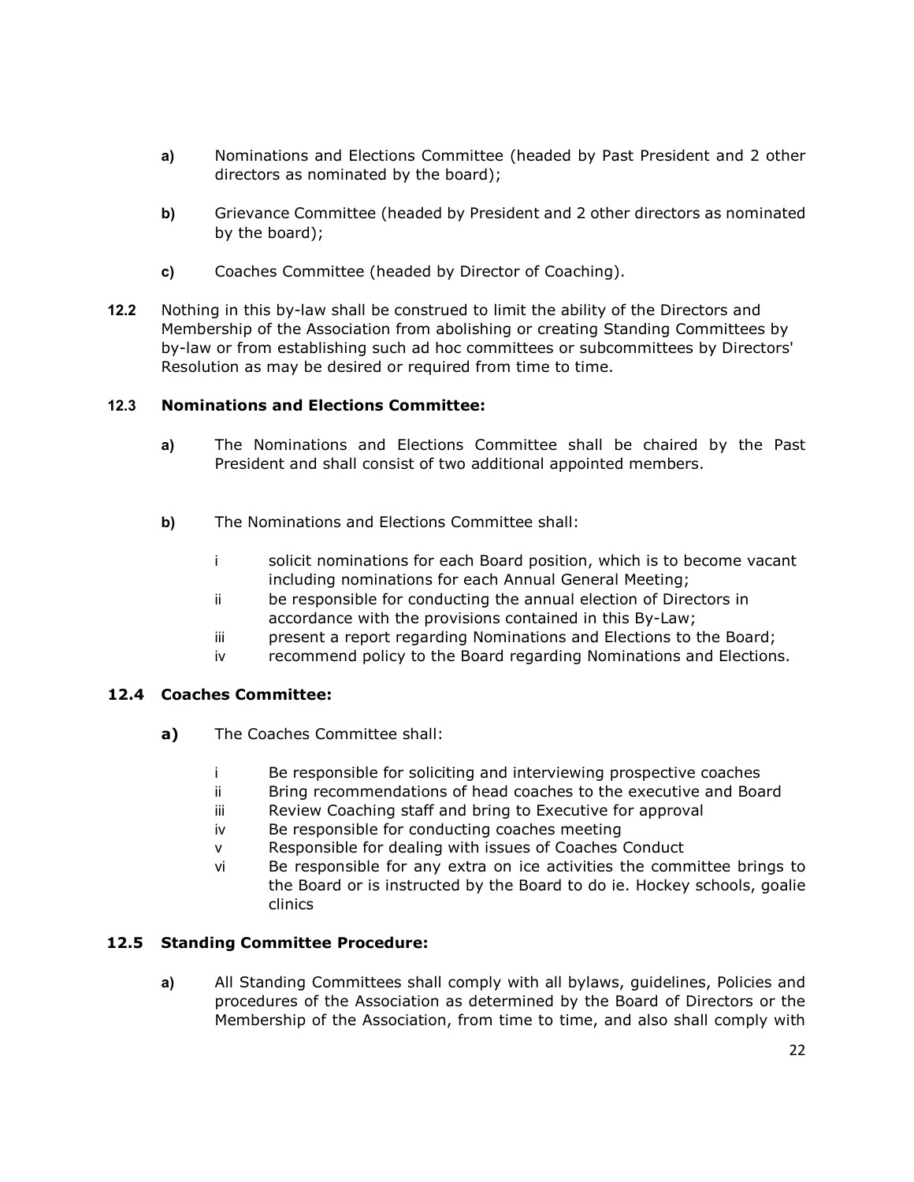a) Nominations and Elections Committee (headed by Past President and 2 other directors as nominated by the board);

b) Grievance Committee (headed by President and 2 other directors as nominated by the board);

c) Coaches Committee (headed by Director of Coaching).

**12.2** Nothing in this by-law shall be construed to limit the ability of the Directors and Membership of the Association from abolishing or creating Standing Committees by by-law or from establishing such ad hoc committees or subcommittees by Directors' Resolution as may be desired or required from time to time.

### 12.3 Nominations and Elections Committee:

a) The Nominations and Elections Committee shall be chaired by the Past President and shall consist of two additional appointed members.

b) The Nominations and Elections Committee shall:

- i solicit nominations for each Board position, which is to become vacant including nominations for each Annual General Meeting;
- ii be responsible for conducting the annual election of Directors in accordance with the provisions contained in this By-Law;
- iii present a report regarding Nominations and Elections to the Board;
- iv recommend policy to the Board regarding Nominations and Elections.

### 12.4 Coaches Committee:

**a)** The Coaches Committee shall:

- i Be responsible for soliciting and interviewing prospective coaches
- ii Bring recommendations of head coaches to the executive and Board
- iii Review Coaching staff and bring to Executive for approval
- iv Be responsible for conducting coaches meeting
- v Responsible for dealing with issues of Coaches Conduct
- vi Be responsible for any extra on ice activities the committee brings to the Board or is instructed by the Board to do ie. Hockey schools, goalie clinics

### 12.5 Standing Committee Procedure:

a) All Standing Committees shall comply with all bylaws, guidelines, Policies and procedures of the Association as determined by the Board of Directors or the Membership of the Association, from time to time, and also shall comply with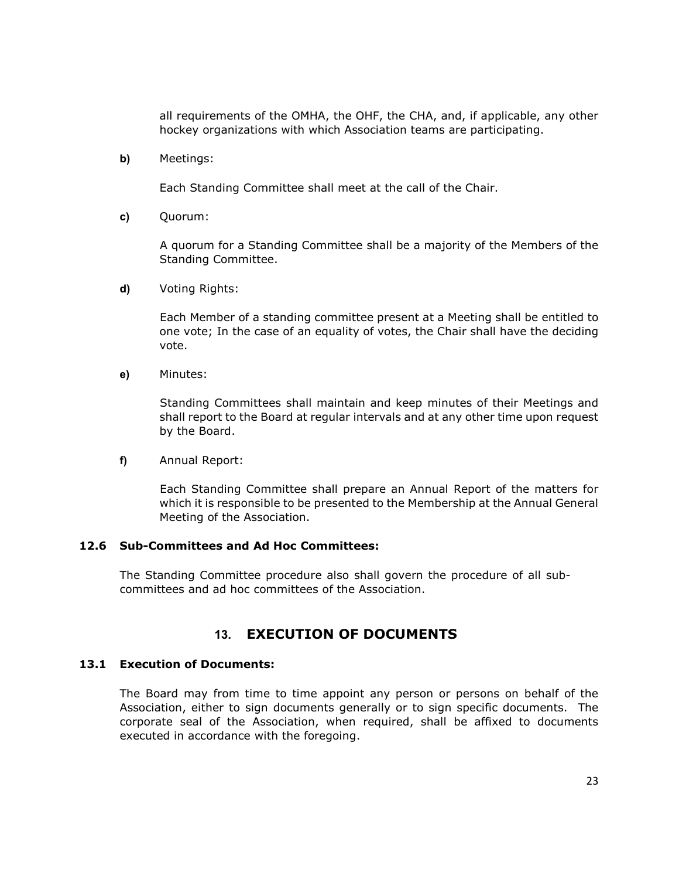all requirements of the OMHA, the OHF, the CHA, and, if applicable, any other hockey organizations with which Association teams are participating.

**b)** Meetings:

Each Standing Committee shall meet at the call of the Chair.

**c)** Quorum:

A quorum for a Standing Committee shall be a majority of the Members of the Standing Committee.

**d)** Voting Rights:

Each Member of a standing committee present at a Meeting shall be entitled to one vote; In the case of an equality of votes, the Chair shall have the deciding vote.

**e)** Minutes:

Standing Committees shall maintain and keep minutes of their Meetings and shall report to the Board at regular intervals and at any other time upon request by the Board.

**f)** Annual Report:

Each Standing Committee shall prepare an Annual Report of the matters for which it is responsible to be presented to the Membership at the Annual General Meeting of the Association.

### 12.6 Sub-Committees and Ad Hoc Committees:

The Standing Committee procedure also shall govern the procedure of all sub-committees and ad hoc committees of the Association.

## 13. EXECUTION OF DOCUMENTS

### 13.1 Execution of Documents:

The Board may from time to time appoint any person or persons on behalf of the Association, either to sign documents generally or to sign specific documents. The corporate seal of the Association, when required, shall be affixed to documents executed in accordance with the foregoing.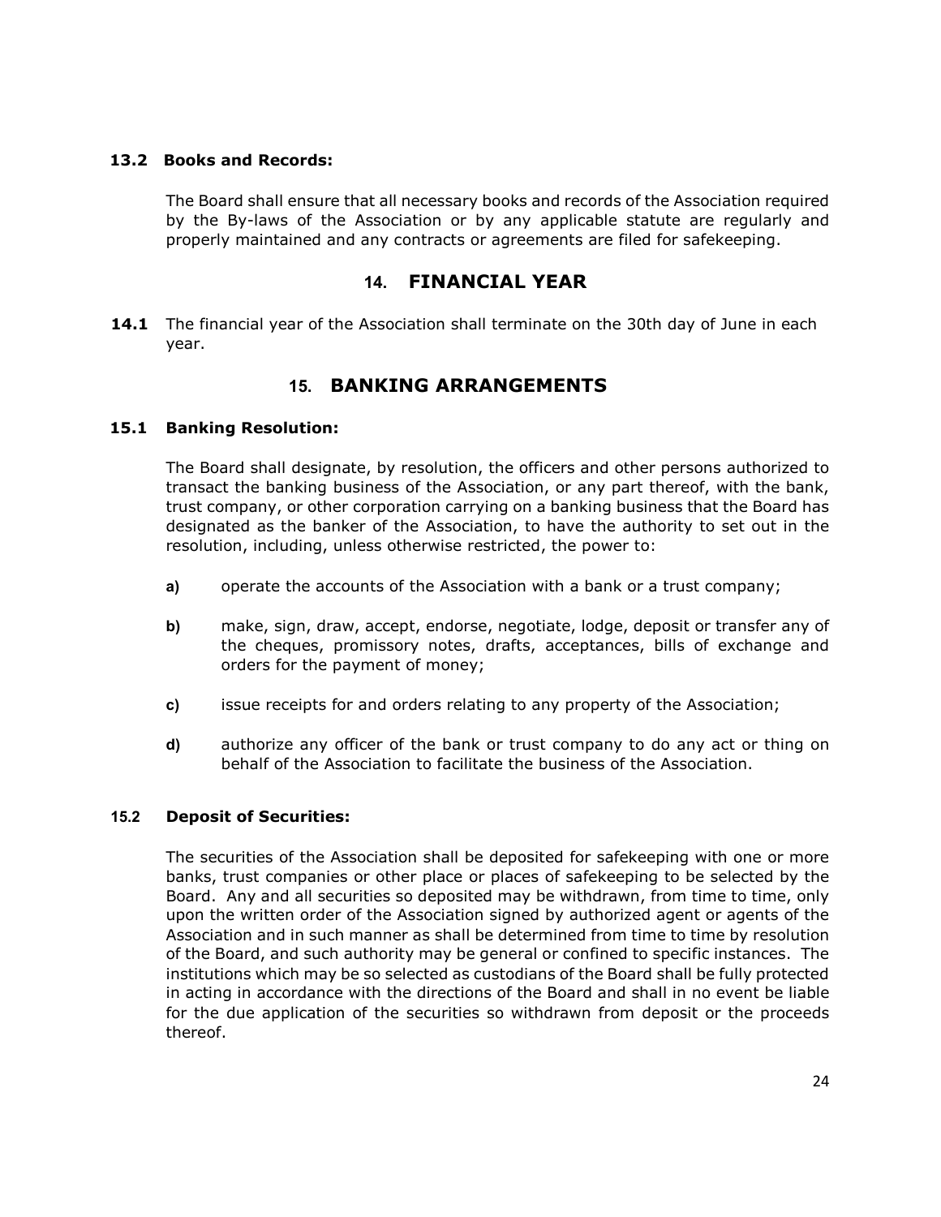### 13.2 Books and Records:

The Board shall ensure that all necessary books and records of the Association required by the By-laws of the Association or by any applicable statute are regularly and properly maintained and any contracts or agreements are filed for safekeeping.

## 14. FINANCIAL YEAR

**14.1** The financial year of the Association shall terminate on the 30th day of June in each year.

## 15. BANKING ARRANGEMENTS

### 15.1 Banking Resolution:

The Board shall designate, by resolution, the officers and other persons authorized to transact the banking business of the Association, or any part thereof, with the bank, trust company, or other corporation carrying on a banking business that the Board has designated as the banker of the Association, to have the authority to set out in the resolution, including, unless otherwise restricted, the power to:

- **a)** operate the accounts of the Association with a bank or a trust company;
- **b)** make, sign, draw, accept, endorse, negotiate, lodge, deposit or transfer any of the cheques, promissory notes, drafts, acceptances, bills of exchange and orders for the payment of money;
- **c)** issue receipts for and orders relating to any property of the Association;
- **d)** authorize any officer of the bank or trust company to do any act or thing on behalf of the Association to facilitate the business of the Association.

### 15.2 Deposit of Securities:

The securities of the Association shall be deposited for safekeeping with one or more banks, trust companies or other place or places of safekeeping to be selected by the Board. Any and all securities so deposited may be withdrawn, from time to time, only upon the written order of the Association signed by authorized agent or agents of the Association and in such manner as shall be determined from time to time by resolution of the Board, and such authority may be general or confined to specific instances. The institutions which may be so selected as custodians of the Board shall be fully protected in acting in accordance with the directions of the Board and shall in no event be liable for the due application of the securities so withdrawn from deposit or the proceeds thereof.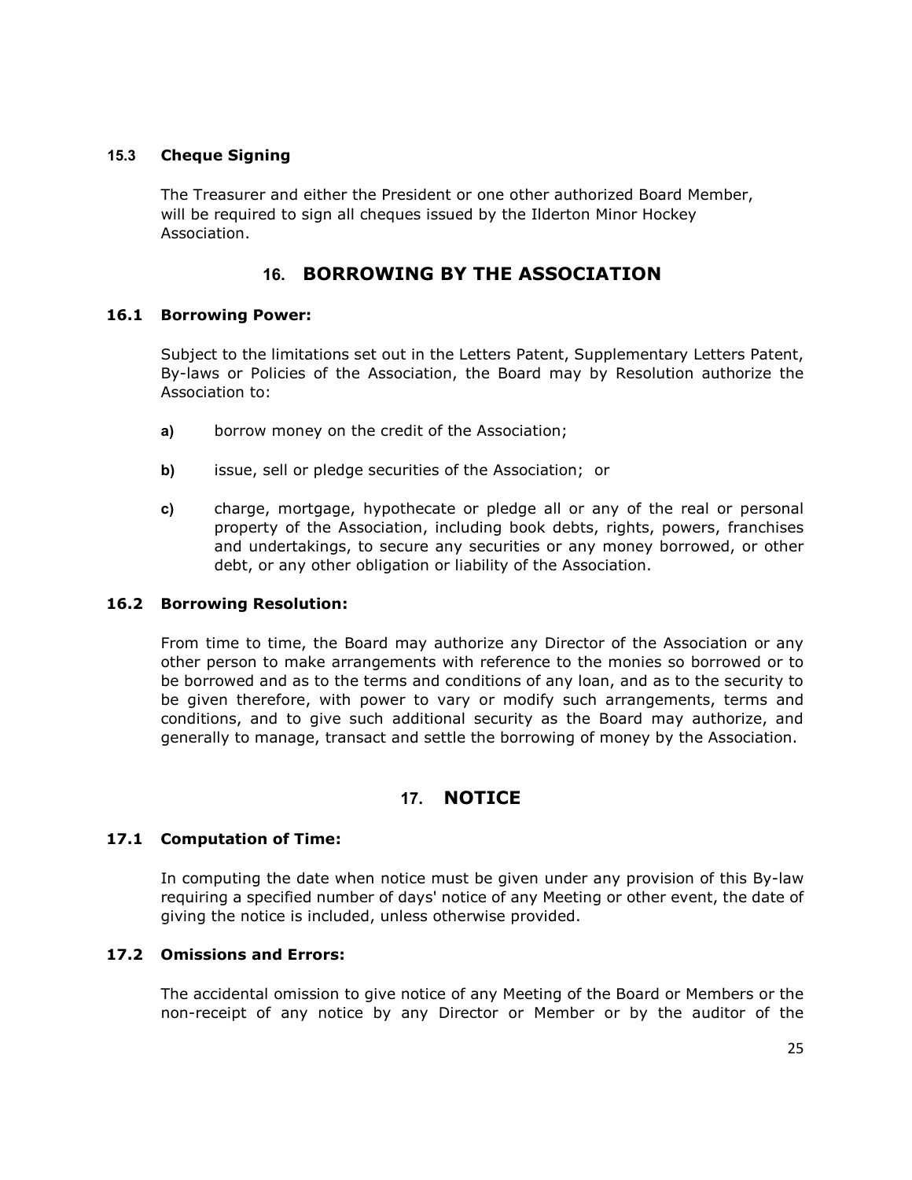### 15.3 Cheque Signing

The Treasurer and either the President or one other authorized Board Member, will be required to sign all cheques issued by the Ilderton Minor Hockey Association.

## 16. BORROWING BY THE ASSOCIATION

### 16.1 Borrowing Power:

Subject to the limitations set out in the Letters Patent, Supplementary Letters Patent, By-laws or Policies of the Association, the Board may by Resolution authorize the Association to:

**a)** borrow money on the credit of the Association;

**b)** issue, sell or pledge securities of the Association; or

**c)** charge, mortgage, hypothecate or pledge all or any of the real or personal property of the Association, including book debts, rights, powers, franchises and undertakings, to secure any securities or any money borrowed, or other debt, or any other obligation or liability of the Association.

### 16.2 Borrowing Resolution:

From time to time, the Board may authorize any Director of the Association or any other person to make arrangements with reference to the monies so borrowed or to be borrowed and as to the terms and conditions of any loan, and as to the security to be given therefore, with power to vary or modify such arrangements, terms and conditions, and to give such additional security as the Board may authorize, and generally to manage, transact and settle the borrowing of money by the Association.

## 17. NOTICE

### 17.1 Computation of Time:

In computing the date when notice must be given under any provision of this By-law requiring a specified number of days' notice of any Meeting or other event, the date of giving the notice is included, unless otherwise provided.

### 17.2 Omissions and Errors:

The accidental omission to give notice of any Meeting of the Board or Members or the non-receipt of any notice by any Director or Member or by the auditor of the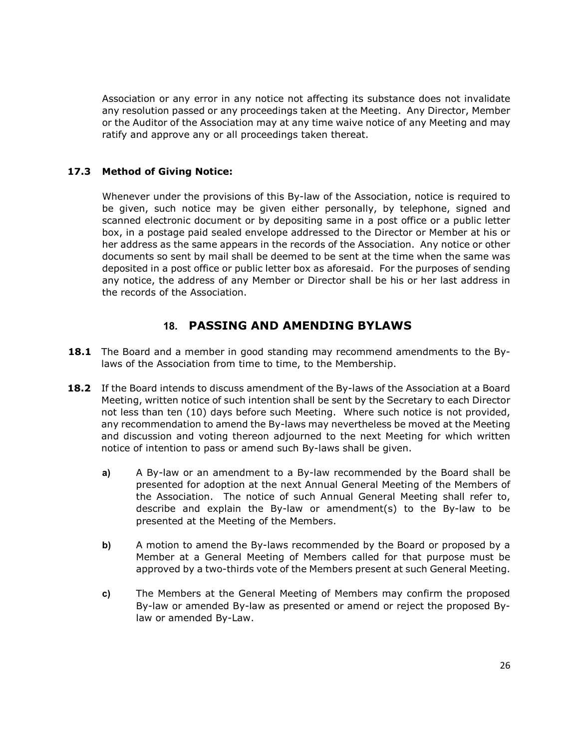Association or any error in any notice not affecting its substance does not invalidate any resolution passed or any proceedings taken at the Meeting. Any Director, Member or the Auditor of the Association may at any time waive notice of any Meeting and may ratify and approve any or all proceedings taken thereat.

### 17.3 Method of Giving Notice:

Whenever under the provisions of this By-law of the Association, notice is required to be given, such notice may be given either personally, by telephone, signed and scanned electronic document or by depositing same in a post office or a public letter box, in a postage paid sealed envelope addressed to the Director or Member at his or her address as the same appears in the records of the Association. Any notice or other documents so sent by mail shall be deemed to be sent at the time when the same was deposited in a post office or public letter box as aforesaid. For the purposes of sending any notice, the address of any Member or Director shall be his or her last address in the records of the Association.

## 18. PASSING AND AMENDING BYLAWS

**18.1** The Board and a member in good standing may recommend amendments to the By-laws of the Association from time to time, to the Membership.

**18.2** If the Board intends to discuss amendment of the By-laws of the Association at a Board Meeting, written notice of such intention shall be sent by the Secretary to each Director not less than ten (10) days before such Meeting. Where such notice is not provided, any recommendation to amend the By-laws may nevertheless be moved at the Meeting and discussion and voting thereon adjourned to the next Meeting for which written notice of intention to pass or amend such By-laws shall be given.

- **a)** A By-law or an amendment to a By-law recommended by the Board shall be presented for adoption at the next Annual General Meeting of the Members of the Association. The notice of such Annual General Meeting shall refer to, describe and explain the By-law or amendment(s) to the By-law to be presented at the Meeting of the Members.

- **b)** A motion to amend the By-laws recommended by the Board or proposed by a Member at a General Meeting of Members called for that purpose must be approved by a two-thirds vote of the Members present at such General Meeting.

- **c)** The Members at the General Meeting of Members may confirm the proposed By-law or amended By-law as presented or amend or reject the proposed By-law or amended By-Law.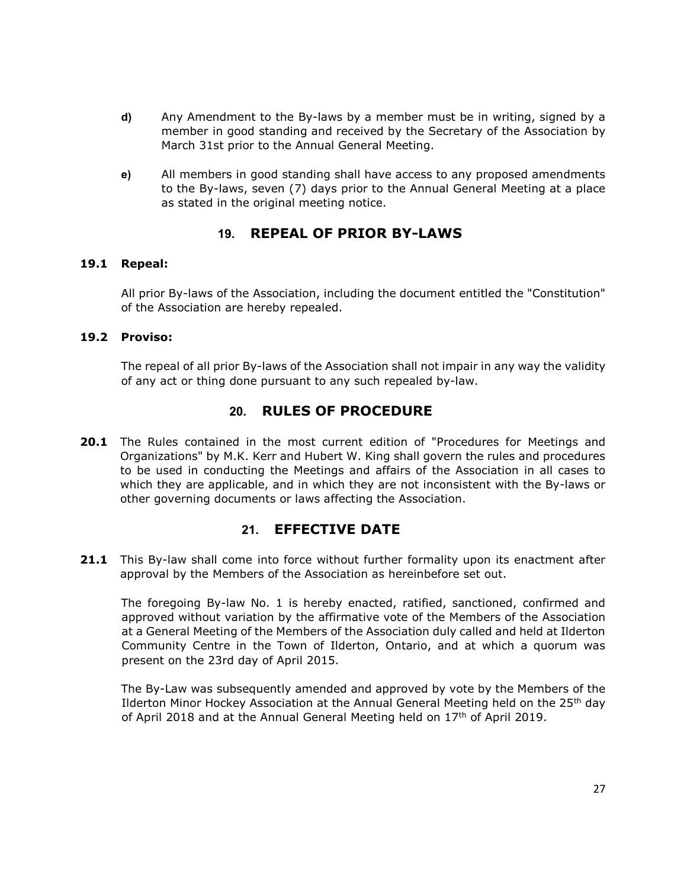**d)** Any Amendment to the By-laws by a member must be in writing, signed by a member in good standing and received by the Secretary of the Association by March 31st prior to the Annual General Meeting.

**e)** All members in good standing shall have access to any proposed amendments to the By-laws, seven (7) days prior to the Annual General Meeting at a place as stated in the original meeting notice.

## 19. REPEAL OF PRIOR BY-LAWS

**19.1 Repeal:**

All prior By-laws of the Association, including the document entitled the "Constitution" of the Association are hereby repealed.

**19.2 Proviso:**

The repeal of all prior By-laws of the Association shall not impair in any way the validity of any act or thing done pursuant to any such repealed by-law.

## 20. RULES OF PROCEDURE

**20.1** The Rules contained in the most current edition of "Procedures for Meetings and Organizations" by M.K. Kerr and Hubert W. King shall govern the rules and procedures to be used in conducting the Meetings and affairs of the Association in all cases to which they are applicable, and in which they are not inconsistent with the By-laws or other governing documents or laws affecting the Association.

## 21. EFFECTIVE DATE

**21.1** This By-law shall come into force without further formality upon its enactment after approval by the Members of the Association as hereinbefore set out.

The foregoing By-law No. 1 is hereby enacted, ratified, sanctioned, confirmed and approved without variation by the affirmative vote of the Members of the Association at a General Meeting of the Members of the Association duly called and held at Ilderton Community Centre in the Town of Ilderton, Ontario, and at which a quorum was present on the 23rd day of April 2015.

The By-Law was subsequently amended and approved by vote by the Members of the Ilderton Minor Hockey Association at the Annual General Meeting held on the 25th day of April 2018 and at the Annual General Meeting held on 17th of April 2019.